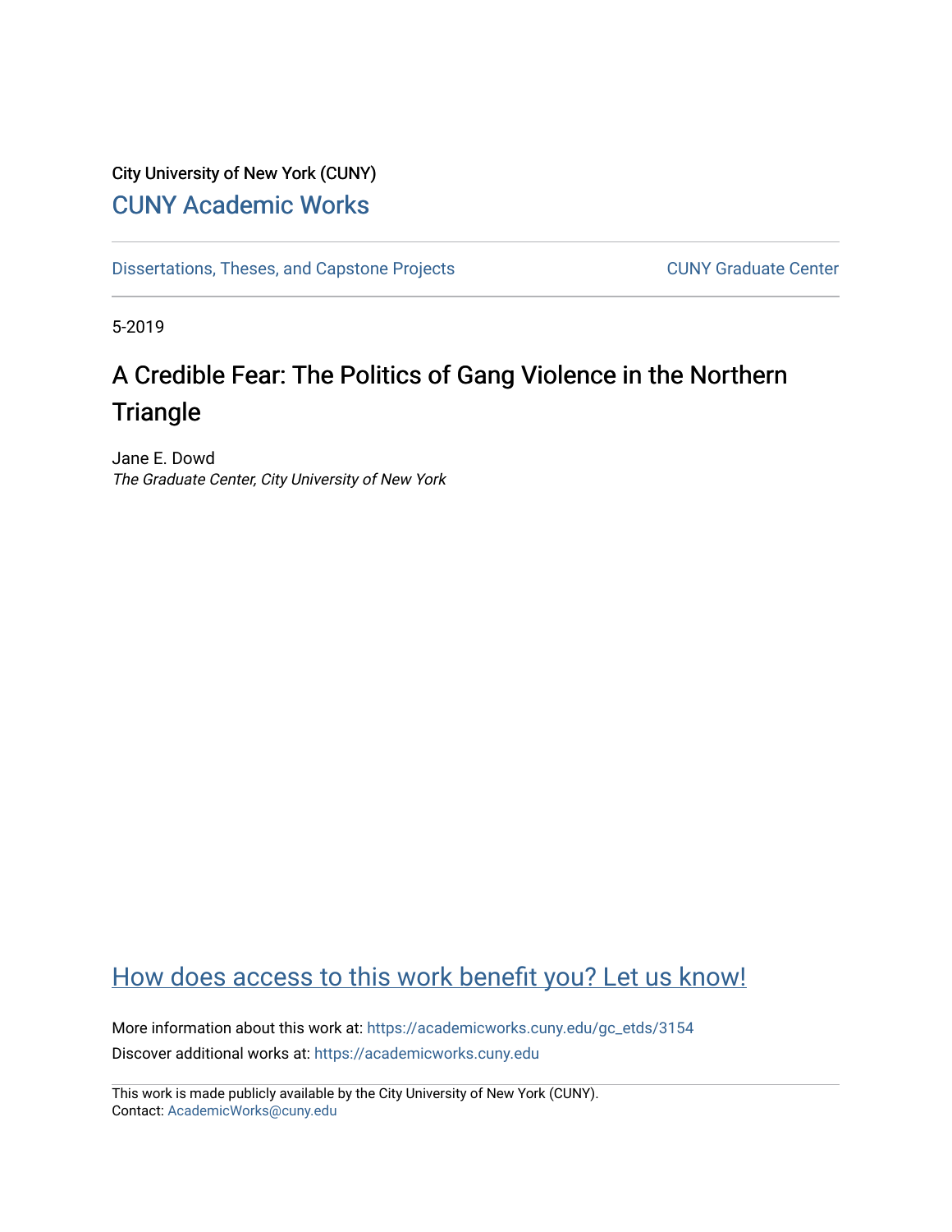City University of New York (CUNY)

CUNY Academic Works

Dissertations, Theses, and Capstone Projects

CUNY Graduate Center

5-2019

# A Credible Fear: The Politics of Gang Violence in the Northern Triangle

Jane E. Dowd
*The Graduate Center, City University of New York*

How does access to this work benefit you? Let us know!

More information about this work at: https://academicworks.cuny.edu/gc_etds/3154
Discover additional works at: https://academicworks.cuny.edu

This work is made publicly available by the City University of New York (CUNY).
Contact: AcademicWorks@cuny.edu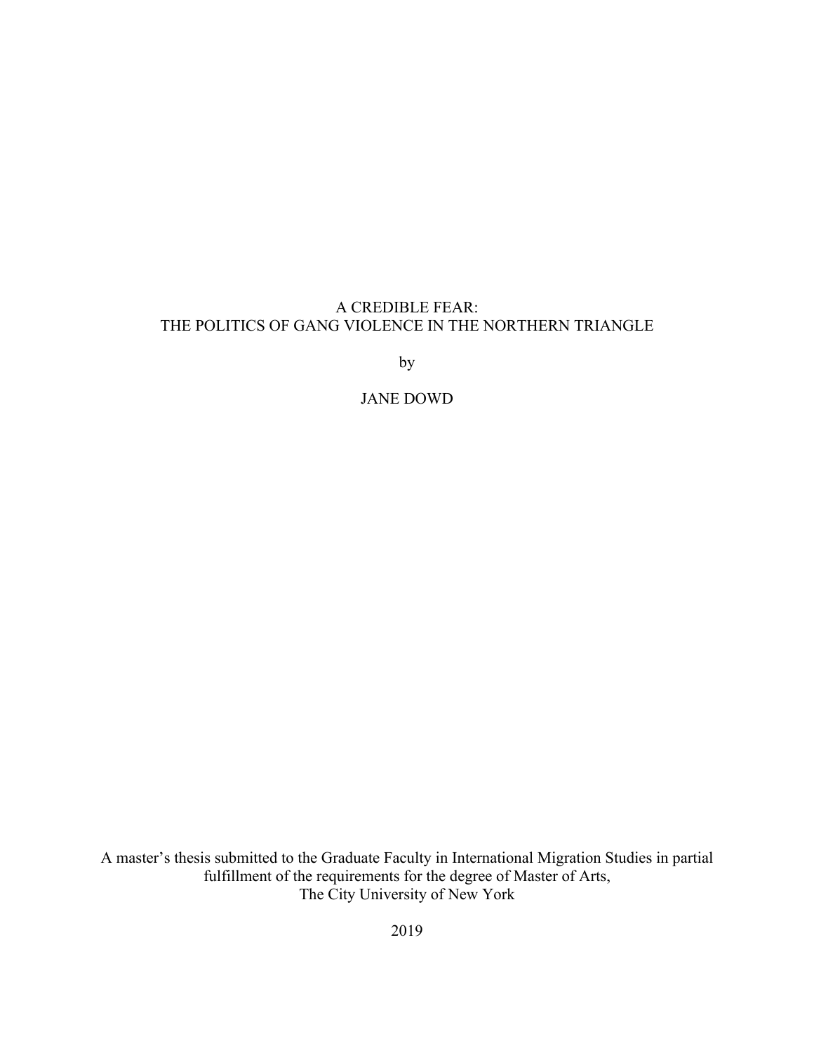# A CREDIBLE FEAR:
# THE POLITICS OF GANG VIOLENCE IN THE NORTHERN TRIANGLE

by

JANE DOWD

A master's thesis submitted to the Graduate Faculty in International Migration Studies in partial fulfillment of the requirements for the degree of Master of Arts,
The City University of New York

2019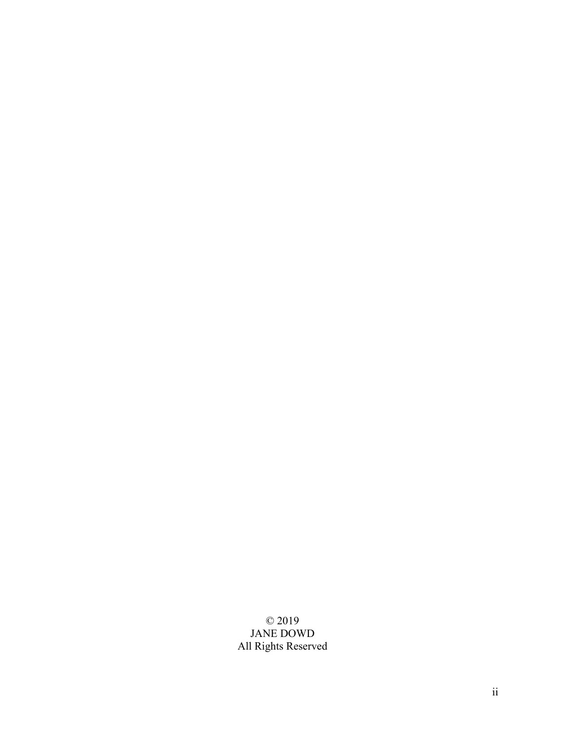© 2019
JANE DOWD
All Rights Reserved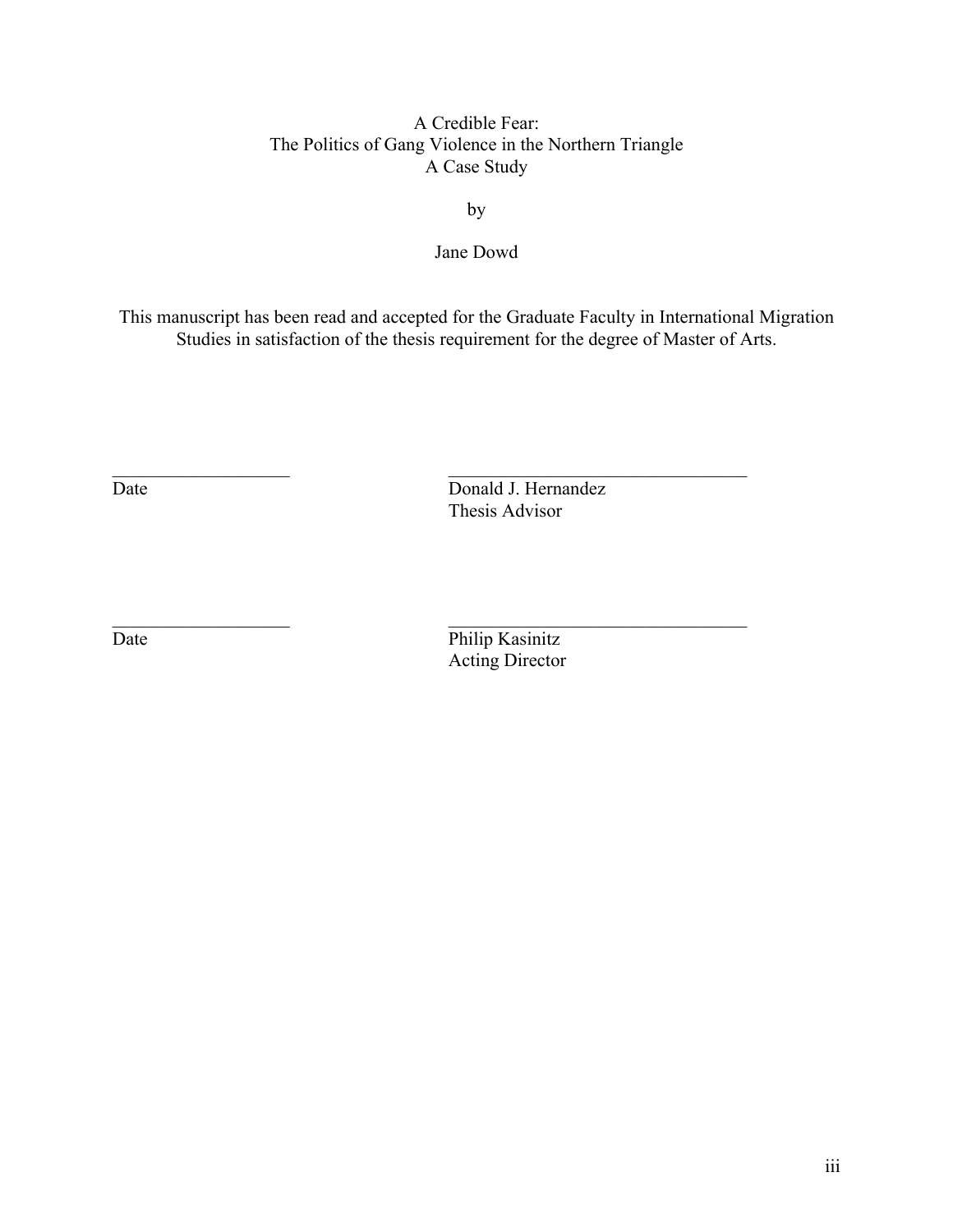A Credible Fear:
The Politics of Gang Violence in the Northern Triangle
A Case Study

by

Jane Dowd

This manuscript has been read and accepted for the Graduate Faculty in International Migration Studies in satisfaction of the thesis requirement for the degree of Master of Arts.

\_\_\_\_\_\_\_\_\_\_\_\_\_\_\_\_\_\_\_\_ \_\_\_\_\_\_\_\_\_\_\_\_\_\_\_\_\_\_\_\_\_\_\_\_\_\_\_\_\_\_\_\_\_\_

Date Donald J. Hernandez
Thesis Advisor

\_\_\_\_\_\_\_\_\_\_\_\_\_\_\_\_\_\_\_\_ \_\_\_\_\_\_\_\_\_\_\_\_\_\_\_\_\_\_\_\_\_\_\_\_\_\_\_\_\_\_\_\_\_\_

Date Philip Kasinitz
Acting Director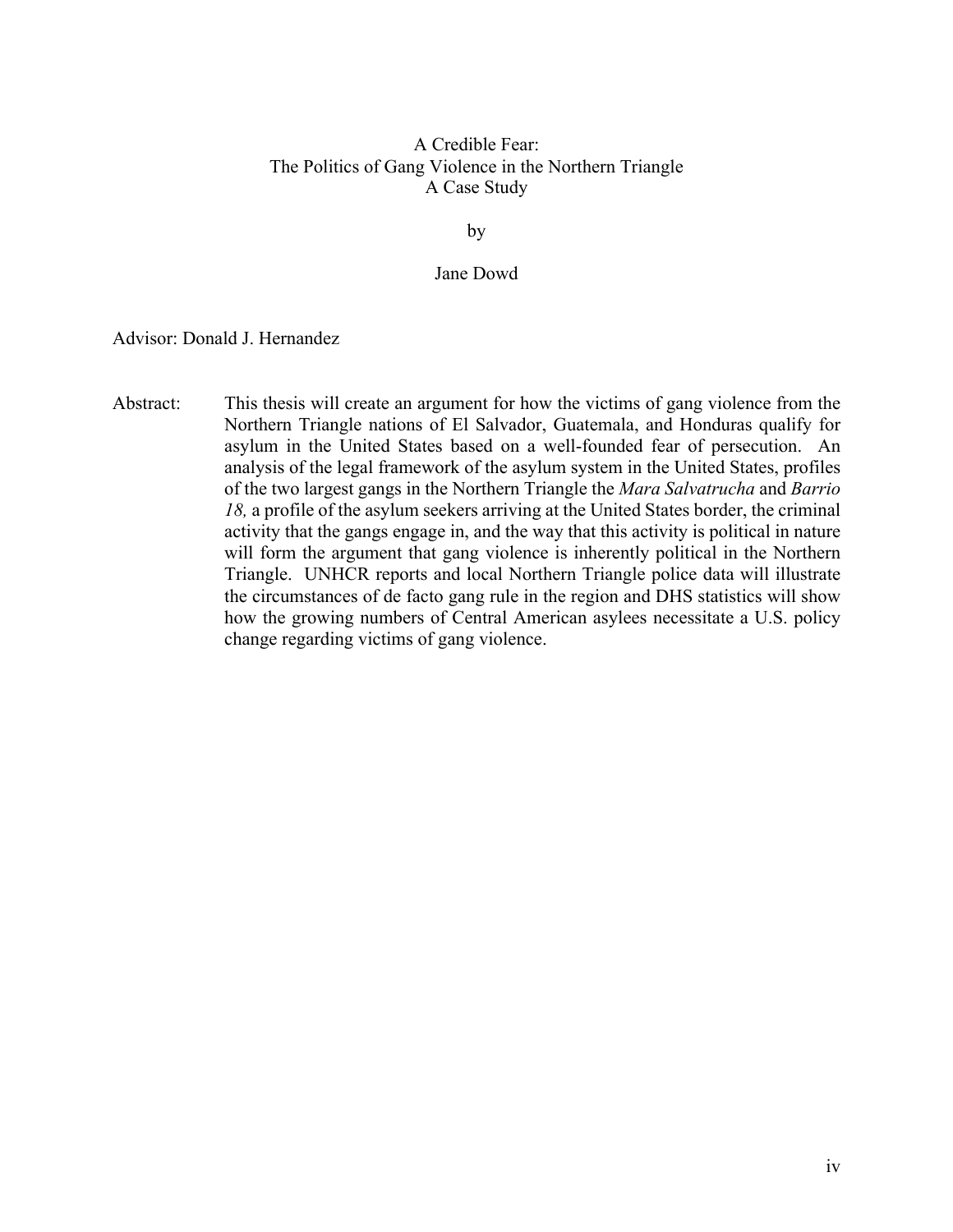A Credible Fear:
The Politics of Gang Violence in the Northern Triangle
A Case Study

by

Jane Dowd

Advisor: Donald J. Hernandez

Abstract: This thesis will create an argument for how the victims of gang violence from the Northern Triangle nations of El Salvador, Guatemala, and Honduras qualify for asylum in the United States based on a well-founded fear of persecution. An analysis of the legal framework of the asylum system in the United States, profiles of the two largest gangs in the Northern Triangle the *Mara Salvatrucha* and *Barrio 18,* a profile of the asylum seekers arriving at the United States border, the criminal activity that the gangs engage in, and the way that this activity is political in nature will form the argument that gang violence is inherently political in the Northern Triangle. UNHCR reports and local Northern Triangle police data will illustrate the circumstances of de facto gang rule in the region and DHS statistics will show how the growing numbers of Central American asylees necessitate a U.S. policy change regarding victims of gang violence.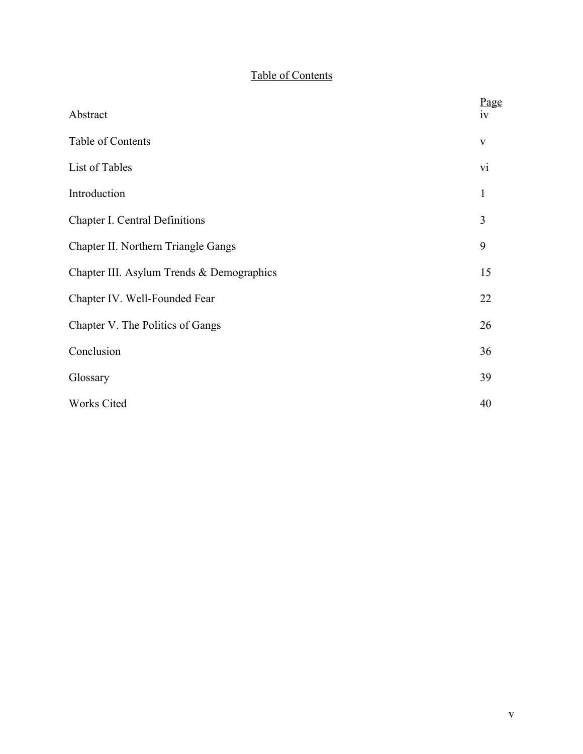# Table of Contents

| | Page |
|---|---|
| Abstract | iv |
| Table of Contents | v |
| List of Tables | vi |
| Introduction | 1 |
| Chapter I. Central Definitions | 3 |
| Chapter II. Northern Triangle Gangs | 9 |
| Chapter III. Asylum Trends & Demographics | 15 |
| Chapter IV. Well-Founded Fear | 22 |
| Chapter V. The Politics of Gangs | 26 |
| Conclusion | 36 |
| Glossary | 39 |
| Works Cited | 40 |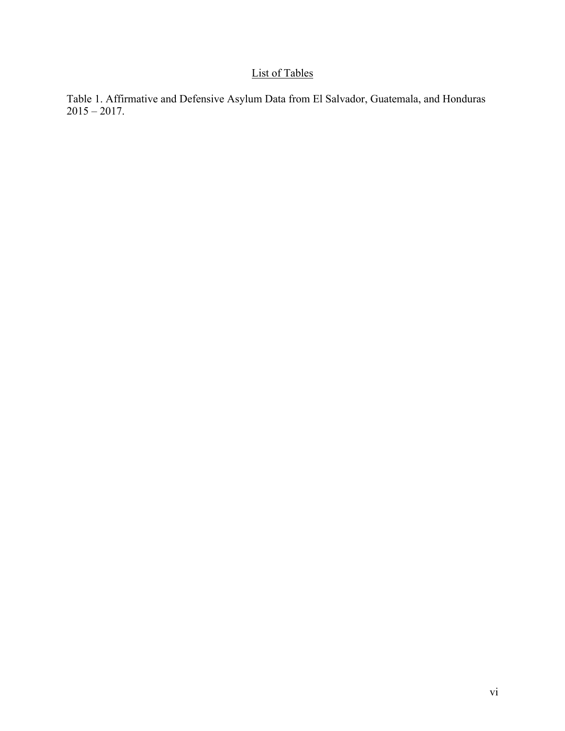## List of Tables

Table 1. Affirmative and Defensive Asylum Data from El Salvador, Guatemala, and Honduras 2015 – 2017.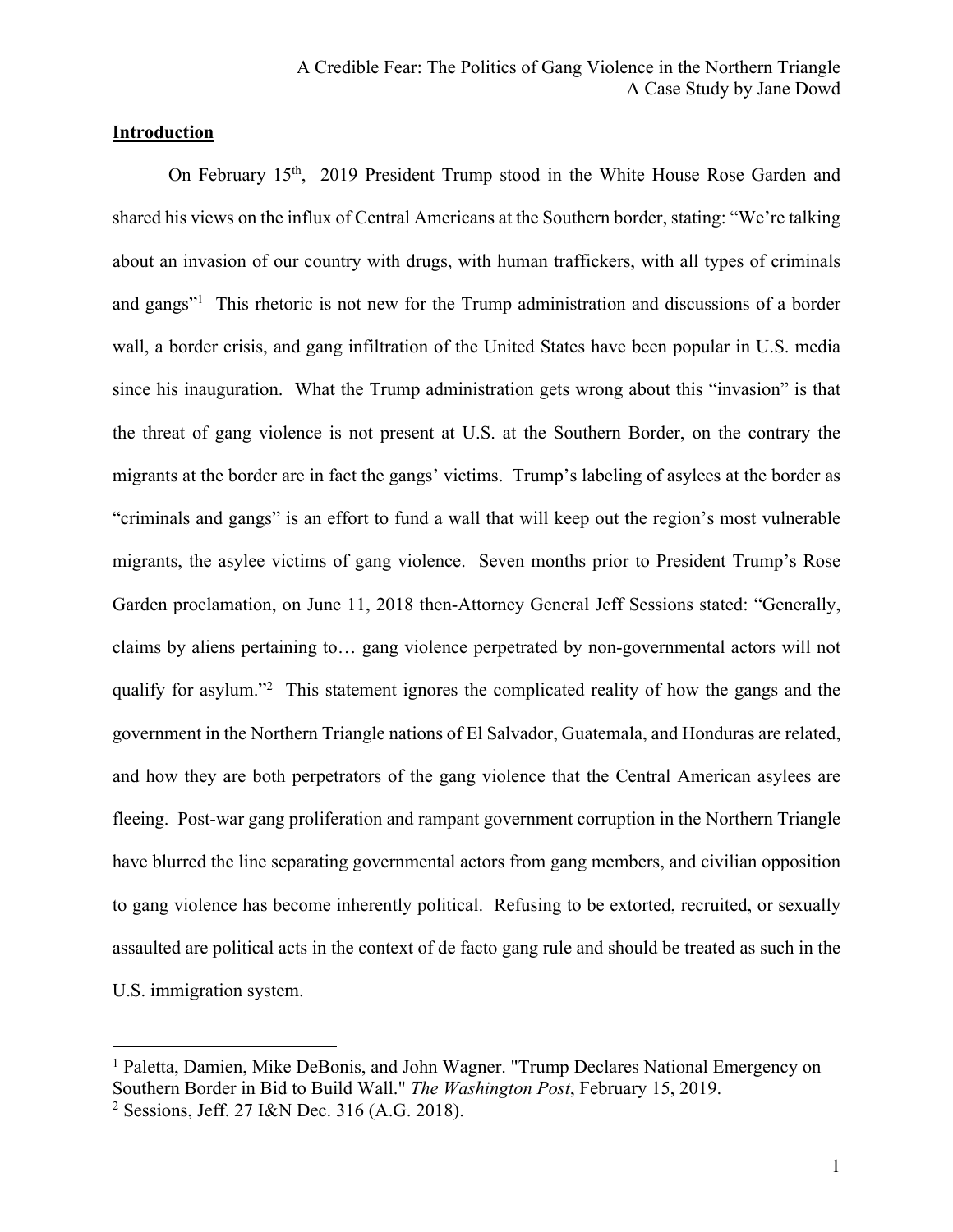## Introduction

On February 15th, 2019 President Trump stood in the White House Rose Garden and shared his views on the influx of Central Americans at the Southern border, stating: "We're talking about an invasion of our country with drugs, with human traffickers, with all types of criminals and gangs"[1] This rhetoric is not new for the Trump administration and discussions of a border wall, a border crisis, and gang infiltration of the United States have been popular in U.S. media since his inauguration. What the Trump administration gets wrong about this "invasion" is that the threat of gang violence is not present at U.S. at the Southern Border, on the contrary the migrants at the border are in fact the gangs' victims. Trump's labeling of asylees at the border as "criminals and gangs" is an effort to fund a wall that will keep out the region's most vulnerable migrants, the asylee victims of gang violence. Seven months prior to President Trump's Rose Garden proclamation, on June 11, 2018 then-Attorney General Jeff Sessions stated: "Generally, claims by aliens pertaining to… gang violence perpetrated by non-governmental actors will not qualify for asylum."[2] This statement ignores the complicated reality of how the gangs and the government in the Northern Triangle nations of El Salvador, Guatemala, and Honduras are related, and how they are both perpetrators of the gang violence that the Central American asylees are fleeing. Post-war gang proliferation and rampant government corruption in the Northern Triangle have blurred the line separating governmental actors from gang members, and civilian opposition to gang violence has become inherently political. Refusing to be extorted, recruited, or sexually assaulted are political acts in the context of de facto gang rule and should be treated as such in the U.S. immigration system.

---

[1] Paletta, Damien, Mike DeBonis, and John Wagner. "Trump Declares National Emergency on Southern Border in Bid to Build Wall." *The Washington Post*, February 15, 2019.

[2] Sessions, Jeff. 27 I&N Dec. 316 (A.G. 2018).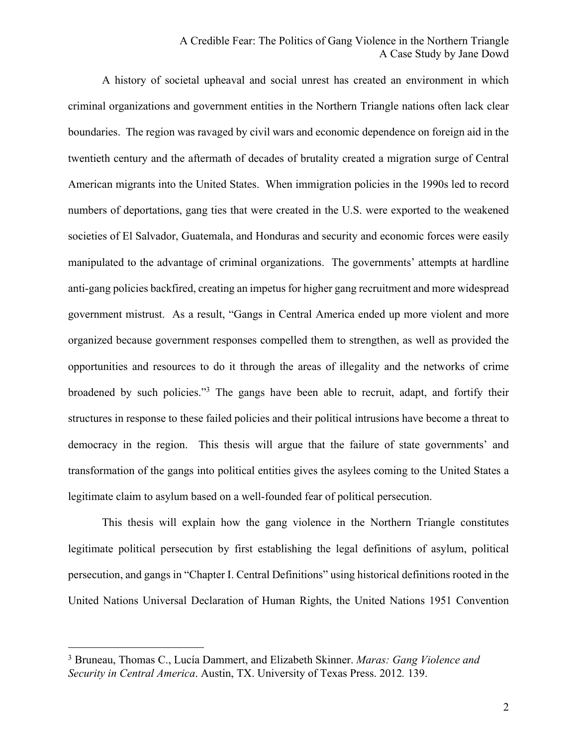A history of societal upheaval and social unrest has created an environment in which criminal organizations and government entities in the Northern Triangle nations often lack clear boundaries. The region was ravaged by civil wars and economic dependence on foreign aid in the twentieth century and the aftermath of decades of brutality created a migration surge of Central American migrants into the United States. When immigration policies in the 1990s led to record numbers of deportations, gang ties that were created in the U.S. were exported to the weakened societies of El Salvador, Guatemala, and Honduras and security and economic forces were easily manipulated to the advantage of criminal organizations. The governments' attempts at hardline anti-gang policies backfired, creating an impetus for higher gang recruitment and more widespread government mistrust. As a result, "Gangs in Central America ended up more violent and more organized because government responses compelled them to strengthen, as well as provided the opportunities and resources to do it through the areas of illegality and the networks of crime broadened by such policies."[3] The gangs have been able to recruit, adapt, and fortify their structures in response to these failed policies and their political intrusions have become a threat to democracy in the region. This thesis will argue that the failure of state governments' and transformation of the gangs into political entities gives the asylees coming to the United States a legitimate claim to asylum based on a well-founded fear of political persecution.

This thesis will explain how the gang violence in the Northern Triangle constitutes legitimate political persecution by first establishing the legal definitions of asylum, political persecution, and gangs in "Chapter I. Central Definitions" using historical definitions rooted in the United Nations Universal Declaration of Human Rights, the United Nations 1951 Convention

[3] Bruneau, Thomas C., Lucía Dammert, and Elizabeth Skinner. *Maras: Gang Violence and Security in Central America*. Austin, TX. University of Texas Press. 2012*.* 139.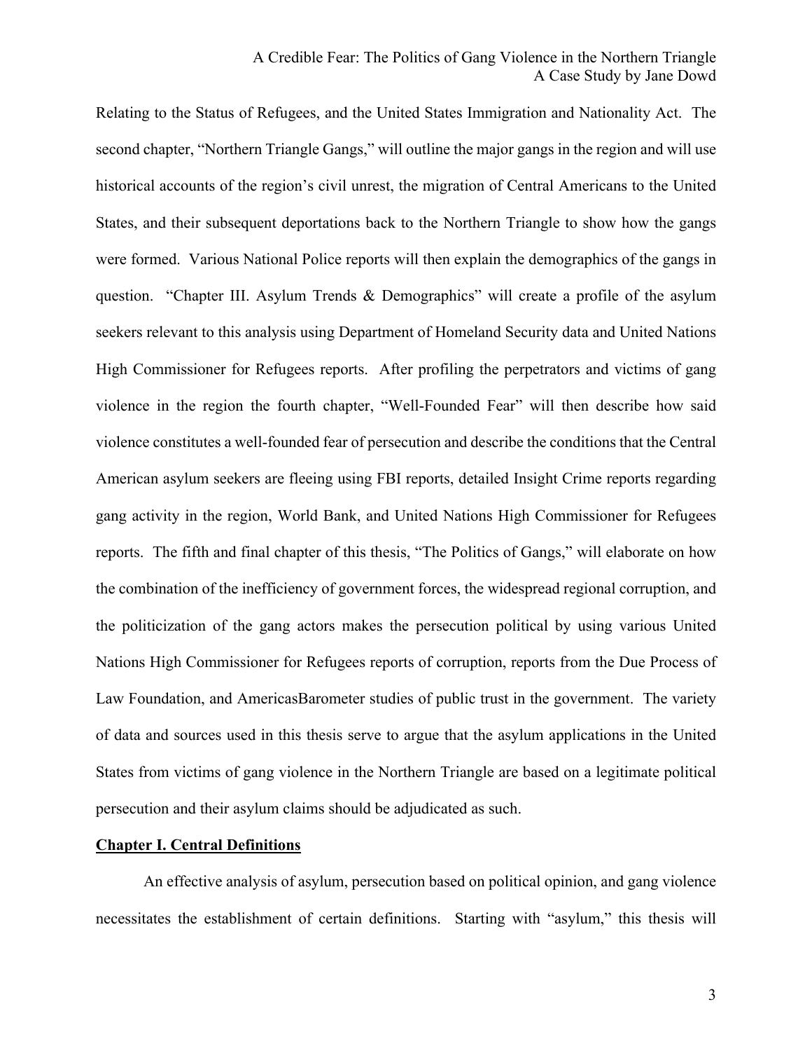Relating to the Status of Refugees, and the United States Immigration and Nationality Act. The second chapter, "Northern Triangle Gangs," will outline the major gangs in the region and will use historical accounts of the region's civil unrest, the migration of Central Americans to the United States, and their subsequent deportations back to the Northern Triangle to show how the gangs were formed. Various National Police reports will then explain the demographics of the gangs in question. "Chapter III. Asylum Trends & Demographics" will create a profile of the asylum seekers relevant to this analysis using Department of Homeland Security data and United Nations High Commissioner for Refugees reports. After profiling the perpetrators and victims of gang violence in the region the fourth chapter, "Well-Founded Fear" will then describe how said violence constitutes a well-founded fear of persecution and describe the conditions that the Central American asylum seekers are fleeing using FBI reports, detailed Insight Crime reports regarding gang activity in the region, World Bank, and United Nations High Commissioner for Refugees reports. The fifth and final chapter of this thesis, "The Politics of Gangs," will elaborate on how the combination of the inefficiency of government forces, the widespread regional corruption, and the politicization of the gang actors makes the persecution political by using various United Nations High Commissioner for Refugees reports of corruption, reports from the Due Process of Law Foundation, and AmericasBarometer studies of public trust in the government. The variety of data and sources used in this thesis serve to argue that the asylum applications in the United States from victims of gang violence in the Northern Triangle are based on a legitimate political persecution and their asylum claims should be adjudicated as such.

## Chapter I. Central Definitions

An effective analysis of asylum, persecution based on political opinion, and gang violence necessitates the establishment of certain definitions. Starting with "asylum," this thesis will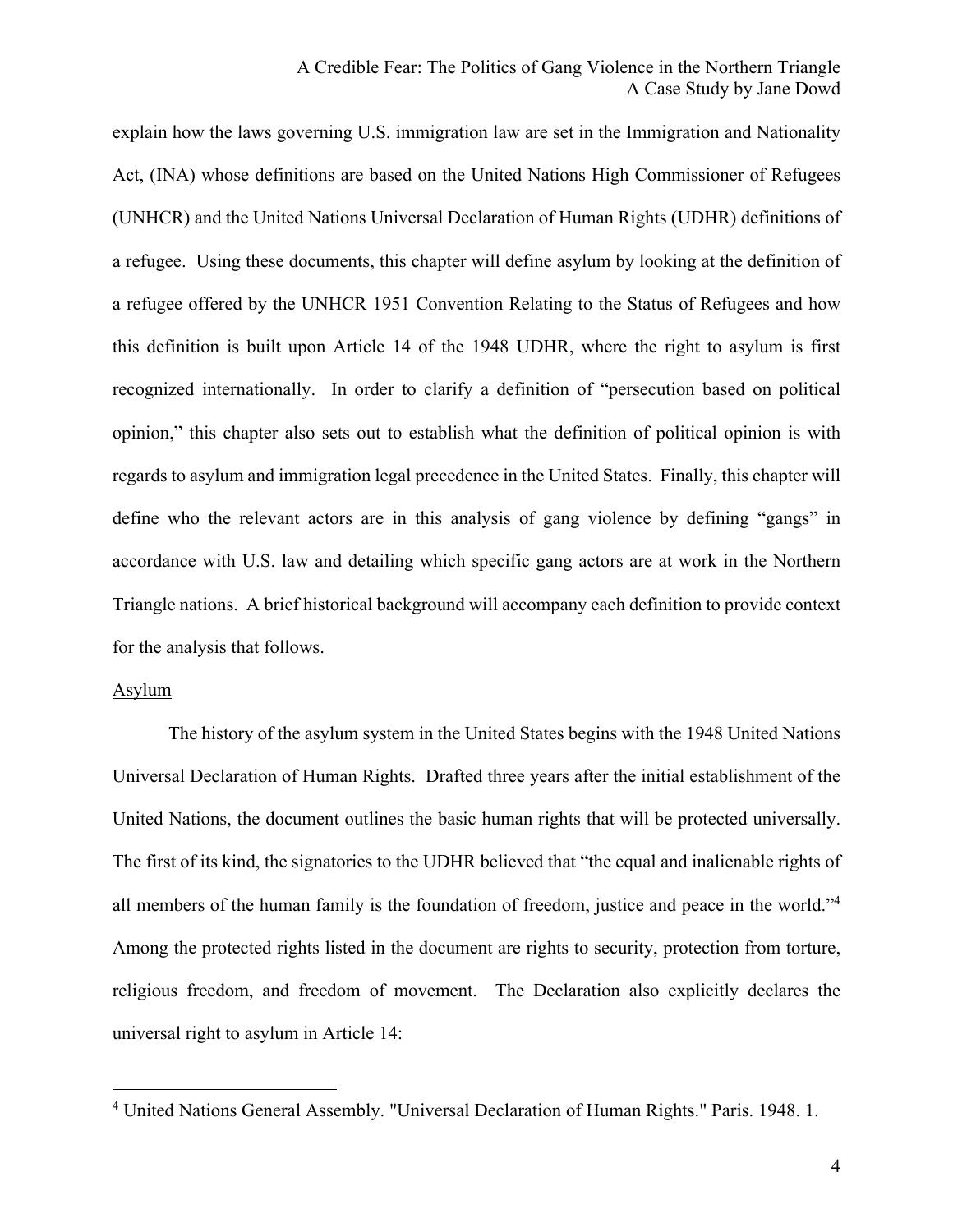explain how the laws governing U.S. immigration law are set in the Immigration and Nationality Act, (INA) whose definitions are based on the United Nations High Commissioner of Refugees (UNHCR) and the United Nations Universal Declaration of Human Rights (UDHR) definitions of a refugee. Using these documents, this chapter will define asylum by looking at the definition of a refugee offered by the UNHCR 1951 Convention Relating to the Status of Refugees and how this definition is built upon Article 14 of the 1948 UDHR, where the right to asylum is first recognized internationally. In order to clarify a definition of "persecution based on political opinion," this chapter also sets out to establish what the definition of political opinion is with regards to asylum and immigration legal precedence in the United States. Finally, this chapter will define who the relevant actors are in this analysis of gang violence by defining "gangs" in accordance with U.S. law and detailing which specific gang actors are at work in the Northern Triangle nations. A brief historical background will accompany each definition to provide context for the analysis that follows.

## Asylum

The history of the asylum system in the United States begins with the 1948 United Nations Universal Declaration of Human Rights. Drafted three years after the initial establishment of the United Nations, the document outlines the basic human rights that will be protected universally. The first of its kind, the signatories to the UDHR believed that "the equal and inalienable rights of all members of the human family is the foundation of freedom, justice and peace in the world."[4] Among the protected rights listed in the document are rights to security, protection from torture, religious freedom, and freedom of movement. The Declaration also explicitly declares the universal right to asylum in Article 14:

---

[4] United Nations General Assembly. "Universal Declaration of Human Rights." Paris. 1948. 1.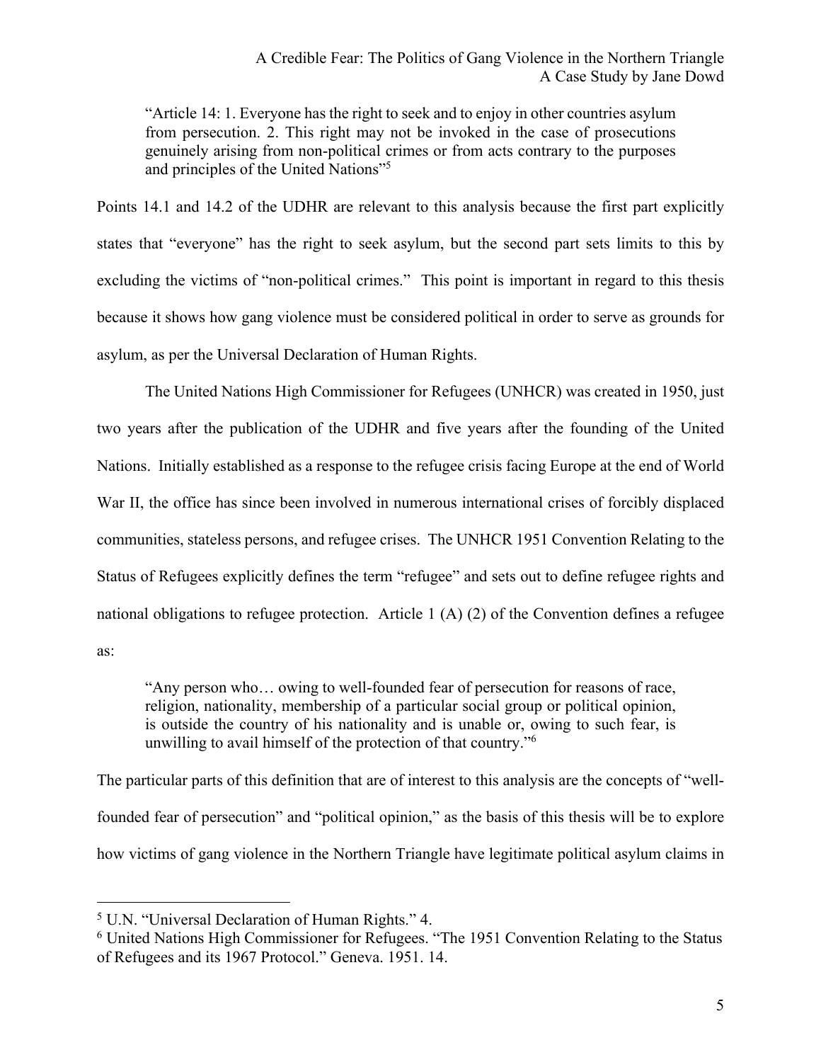> "Article 14: 1. Everyone has the right to seek and to enjoy in other countries asylum from persecution. 2. This right may not be invoked in the case of prosecutions genuinely arising from non-political crimes or from acts contrary to the purposes and principles of the United Nations"[5]

Points 14.1 and 14.2 of the UDHR are relevant to this analysis because the first part explicitly states that "everyone" has the right to seek asylum, but the second part sets limits to this by excluding the victims of "non-political crimes." This point is important in regard to this thesis because it shows how gang violence must be considered political in order to serve as grounds for asylum, as per the Universal Declaration of Human Rights.

The United Nations High Commissioner for Refugees (UNHCR) was created in 1950, just two years after the publication of the UDHR and five years after the founding of the United Nations. Initially established as a response to the refugee crisis facing Europe at the end of World War II, the office has since been involved in numerous international crises of forcibly displaced communities, stateless persons, and refugee crises. The UNHCR 1951 Convention Relating to the Status of Refugees explicitly defines the term "refugee" and sets out to define refugee rights and national obligations to refugee protection. Article 1 (A) (2) of the Convention defines a refugee as:

> "Any person who… owing to well-founded fear of persecution for reasons of race, religion, nationality, membership of a particular social group or political opinion, is outside the country of his nationality and is unable or, owing to such fear, is unwilling to avail himself of the protection of that country."[6]

The particular parts of this definition that are of interest to this analysis are the concepts of "well-founded fear of persecution" and "political opinion," as the basis of this thesis will be to explore how victims of gang violence in the Northern Triangle have legitimate political asylum claims in

[5] U.N. "Universal Declaration of Human Rights." 4.

[6] United Nations High Commissioner for Refugees. "The 1951 Convention Relating to the Status of Refugees and its 1967 Protocol." Geneva. 1951. 14.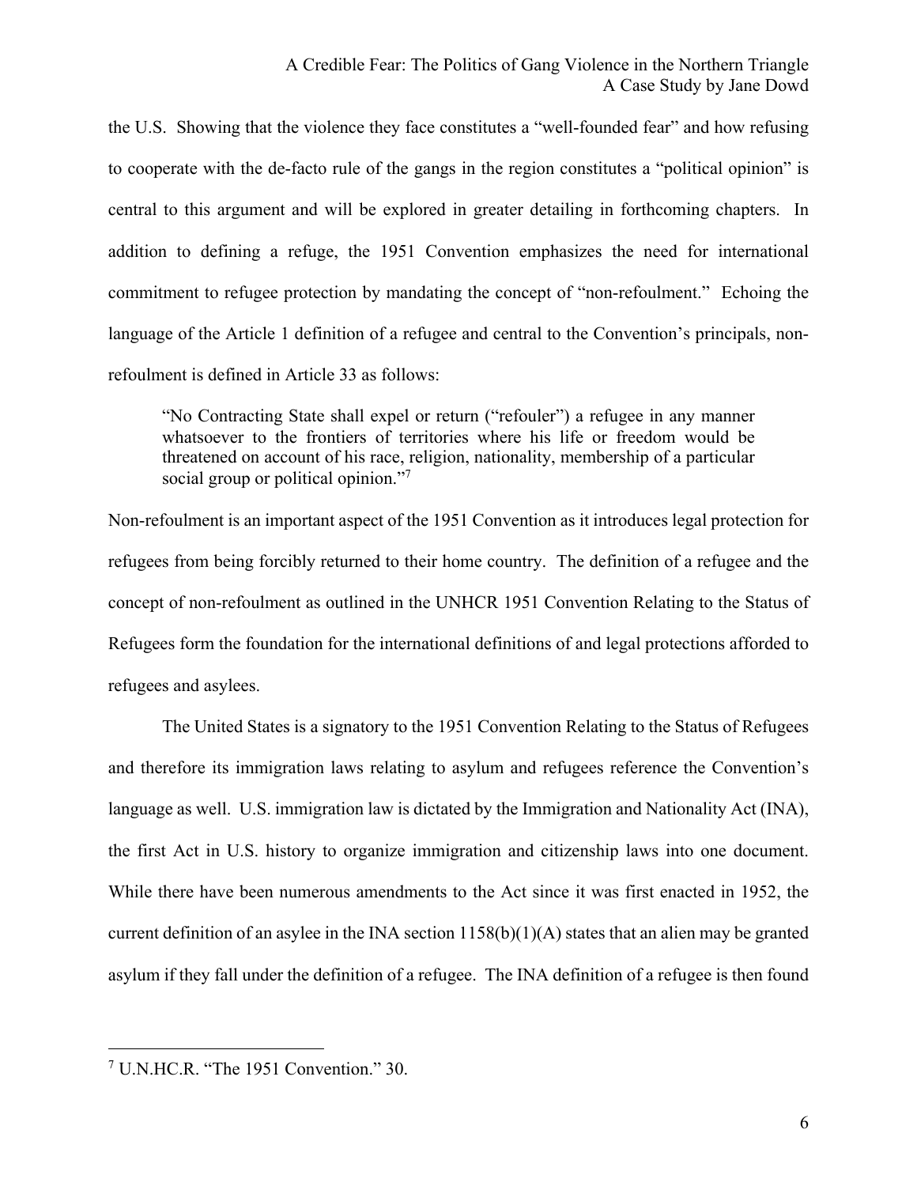the U.S. Showing that the violence they face constitutes a "well-founded fear" and how refusing to cooperate with the de-facto rule of the gangs in the region constitutes a "political opinion" is central to this argument and will be explored in greater detailing in forthcoming chapters. In addition to defining a refuge, the 1951 Convention emphasizes the need for international commitment to refugee protection by mandating the concept of "non-refoulment." Echoing the language of the Article 1 definition of a refugee and central to the Convention's principals, non-refoulment is defined in Article 33 as follows:

> "No Contracting State shall expel or return ("refouler") a refugee in any manner whatsoever to the frontiers of territories where his life or freedom would be threatened on account of his race, religion, nationality, membership of a particular social group or political opinion."[7]

Non-refoulment is an important aspect of the 1951 Convention as it introduces legal protection for refugees from being forcibly returned to their home country. The definition of a refugee and the concept of non-refoulment as outlined in the UNHCR 1951 Convention Relating to the Status of Refugees form the foundation for the international definitions of and legal protections afforded to refugees and asylees.

The United States is a signatory to the 1951 Convention Relating to the Status of Refugees and therefore its immigration laws relating to asylum and refugees reference the Convention's language as well. U.S. immigration law is dictated by the Immigration and Nationality Act (INA), the first Act in U.S. history to organize immigration and citizenship laws into one document. While there have been numerous amendments to the Act since it was first enacted in 1952, the current definition of an asylee in the INA section 1158(b)(1)(A) states that an alien may be granted asylum if they fall under the definition of a refugee. The INA definition of a refugee is then found

---

[7] U.N.HC.R. "The 1951 Convention." 30.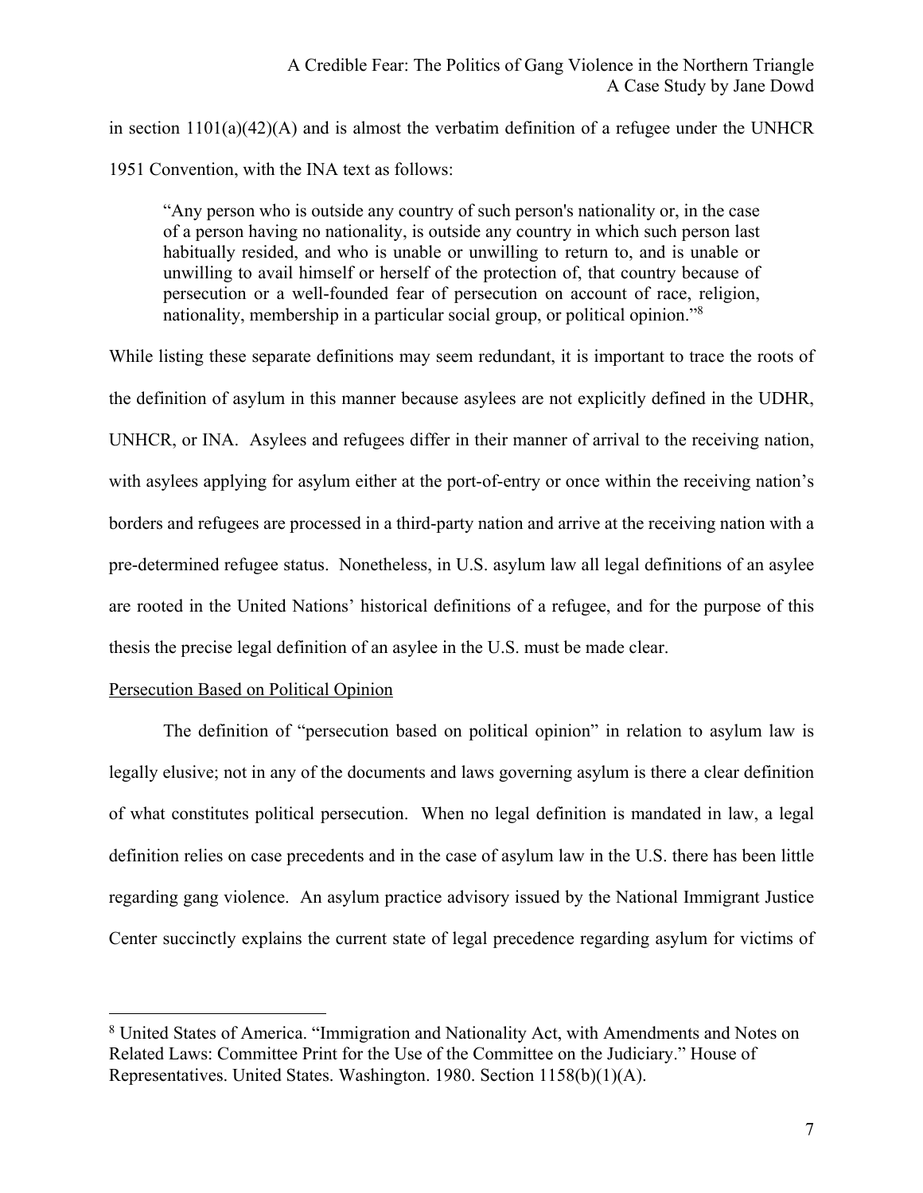in section 1101(a)(42)(A) and is almost the verbatim definition of a refugee under the UNHCR 1951 Convention, with the INA text as follows:

> "Any person who is outside any country of such person's nationality or, in the case of a person having no nationality, is outside any country in which such person last habitually resided, and who is unable or unwilling to return to, and is unable or unwilling to avail himself or herself of the protection of, that country because of persecution or a well-founded fear of persecution on account of race, religion, nationality, membership in a particular social group, or political opinion."[8]

While listing these separate definitions may seem redundant, it is important to trace the roots of the definition of asylum in this manner because asylees are not explicitly defined in the UDHR, UNHCR, or INA. Asylees and refugees differ in their manner of arrival to the receiving nation, with asylees applying for asylum either at the port-of-entry or once within the receiving nation's borders and refugees are processed in a third-party nation and arrive at the receiving nation with a pre-determined refugee status. Nonetheless, in U.S. asylum law all legal definitions of an asylee are rooted in the United Nations' historical definitions of a refugee, and for the purpose of this thesis the precise legal definition of an asylee in the U.S. must be made clear.

Persecution Based on Political Opinion

The definition of "persecution based on political opinion" in relation to asylum law is legally elusive; not in any of the documents and laws governing asylum is there a clear definition of what constitutes political persecution. When no legal definition is mandated in law, a legal definition relies on case precedents and in the case of asylum law in the U.S. there has been little regarding gang violence. An asylum practice advisory issued by the National Immigrant Justice Center succinctly explains the current state of legal precedence regarding asylum for victims of

---

[8] United States of America. "Immigration and Nationality Act, with Amendments and Notes on Related Laws: Committee Print for the Use of the Committee on the Judiciary." House of Representatives. United States. Washington. 1980. Section 1158(b)(1)(A).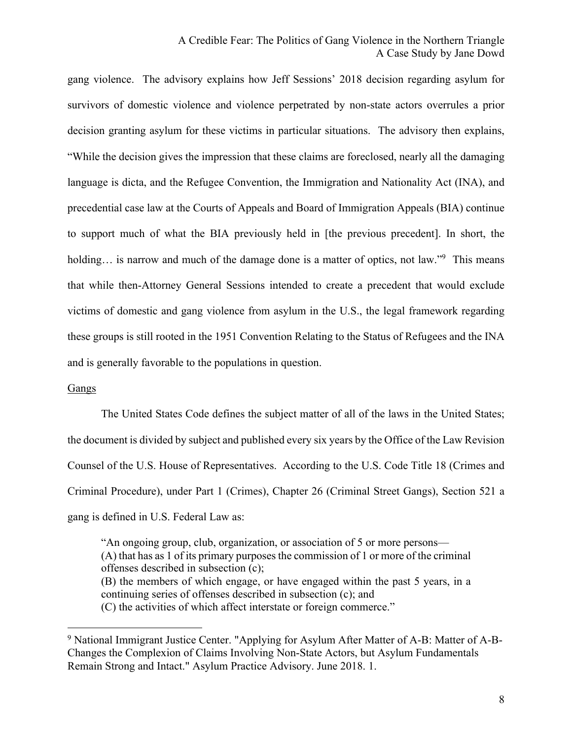gang violence. The advisory explains how Jeff Sessions' 2018 decision regarding asylum for survivors of domestic violence and violence perpetrated by non-state actors overrules a prior decision granting asylum for these victims in particular situations. The advisory then explains, "While the decision gives the impression that these claims are foreclosed, nearly all the damaging language is dicta, and the Refugee Convention, the Immigration and Nationality Act (INA), and precedential case law at the Courts of Appeals and Board of Immigration Appeals (BIA) continue to support much of what the BIA previously held in [the previous precedent]. In short, the holding… is narrow and much of the damage done is a matter of optics, not law."[9] This means that while then-Attorney General Sessions intended to create a precedent that would exclude victims of domestic and gang violence from asylum in the U.S., the legal framework regarding these groups is still rooted in the 1951 Convention Relating to the Status of Refugees and the INA and is generally favorable to the populations in question.

Gangs

The United States Code defines the subject matter of all of the laws in the United States; the document is divided by subject and published every six years by the Office of the Law Revision Counsel of the U.S. House of Representatives. According to the U.S. Code Title 18 (Crimes and Criminal Procedure), under Part 1 (Crimes), Chapter 26 (Criminal Street Gangs), Section 521 a gang is defined in U.S. Federal Law as:

> "An ongoing group, club, organization, or association of 5 or more persons—
> (A) that has as 1 of its primary purposes the commission of 1 or more of the criminal offenses described in subsection (c);
> (B) the members of which engage, or have engaged within the past 5 years, in a continuing series of offenses described in subsection (c); and
> (C) the activities of which affect interstate or foreign commerce."

[9] National Immigrant Justice Center. "Applying for Asylum After Matter of A-B: Matter of A-B- Changes the Complexion of Claims Involving Non-State Actors, but Asylum Fundamentals Remain Strong and Intact." Asylum Practice Advisory. June 2018. 1.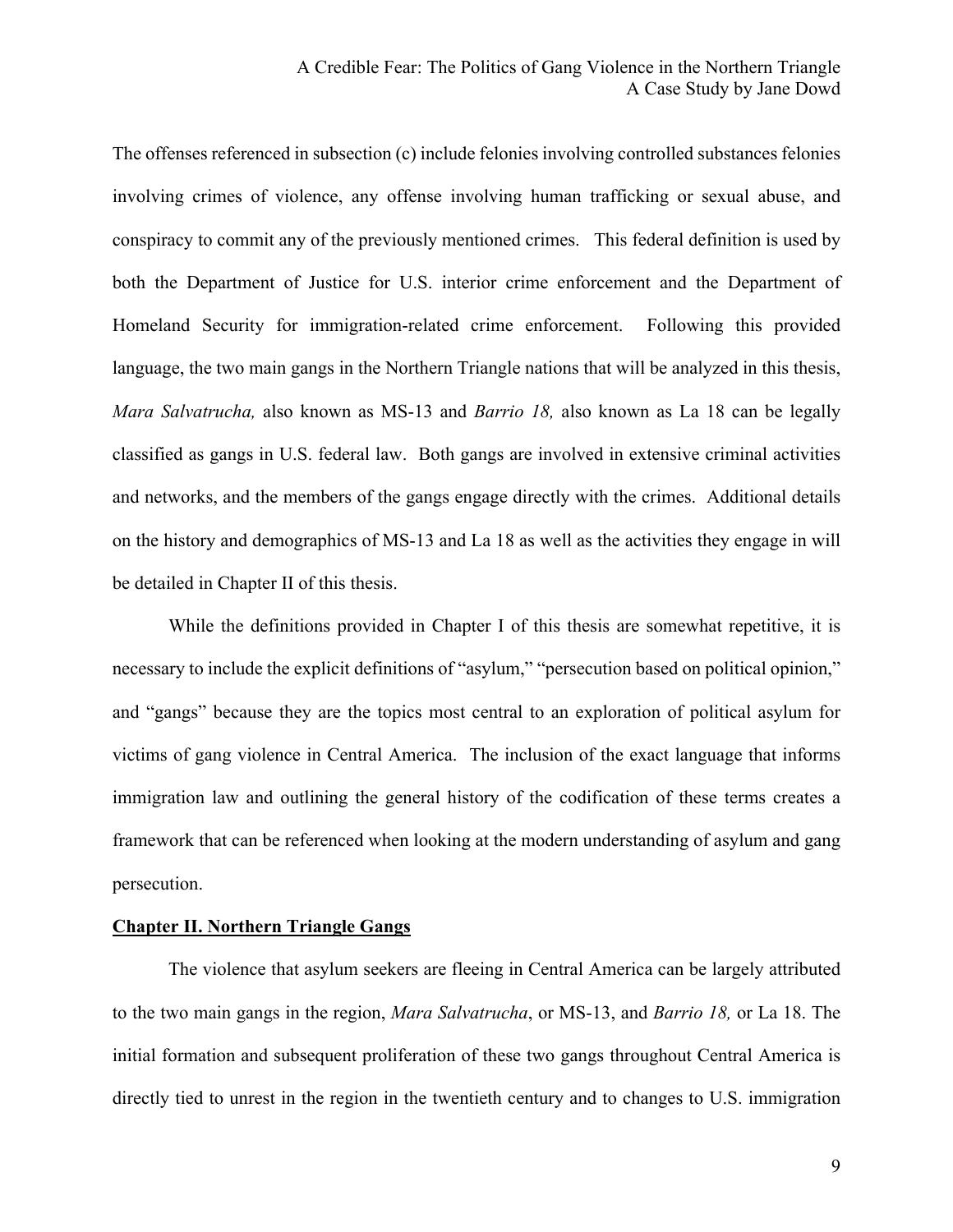The offenses referenced in subsection (c) include felonies involving controlled substances felonies involving crimes of violence, any offense involving human trafficking or sexual abuse, and conspiracy to commit any of the previously mentioned crimes. This federal definition is used by both the Department of Justice for U.S. interior crime enforcement and the Department of Homeland Security for immigration-related crime enforcement. Following this provided language, the two main gangs in the Northern Triangle nations that will be analyzed in this thesis, *Mara Salvatrucha,* also known as MS-13 and *Barrio 18,* also known as La 18 can be legally classified as gangs in U.S. federal law. Both gangs are involved in extensive criminal activities and networks, and the members of the gangs engage directly with the crimes. Additional details on the history and demographics of MS-13 and La 18 as well as the activities they engage in will be detailed in Chapter II of this thesis.

While the definitions provided in Chapter I of this thesis are somewhat repetitive, it is necessary to include the explicit definitions of "asylum," "persecution based on political opinion," and "gangs" because they are the topics most central to an exploration of political asylum for victims of gang violence in Central America. The inclusion of the exact language that informs immigration law and outlining the general history of the codification of these terms creates a framework that can be referenced when looking at the modern understanding of asylum and gang persecution.

## Chapter II. Northern Triangle Gangs

The violence that asylum seekers are fleeing in Central America can be largely attributed to the two main gangs in the region, *Mara Salvatrucha*, or MS-13, and *Barrio 18,* or La 18. The initial formation and subsequent proliferation of these two gangs throughout Central America is directly tied to unrest in the region in the twentieth century and to changes to U.S. immigration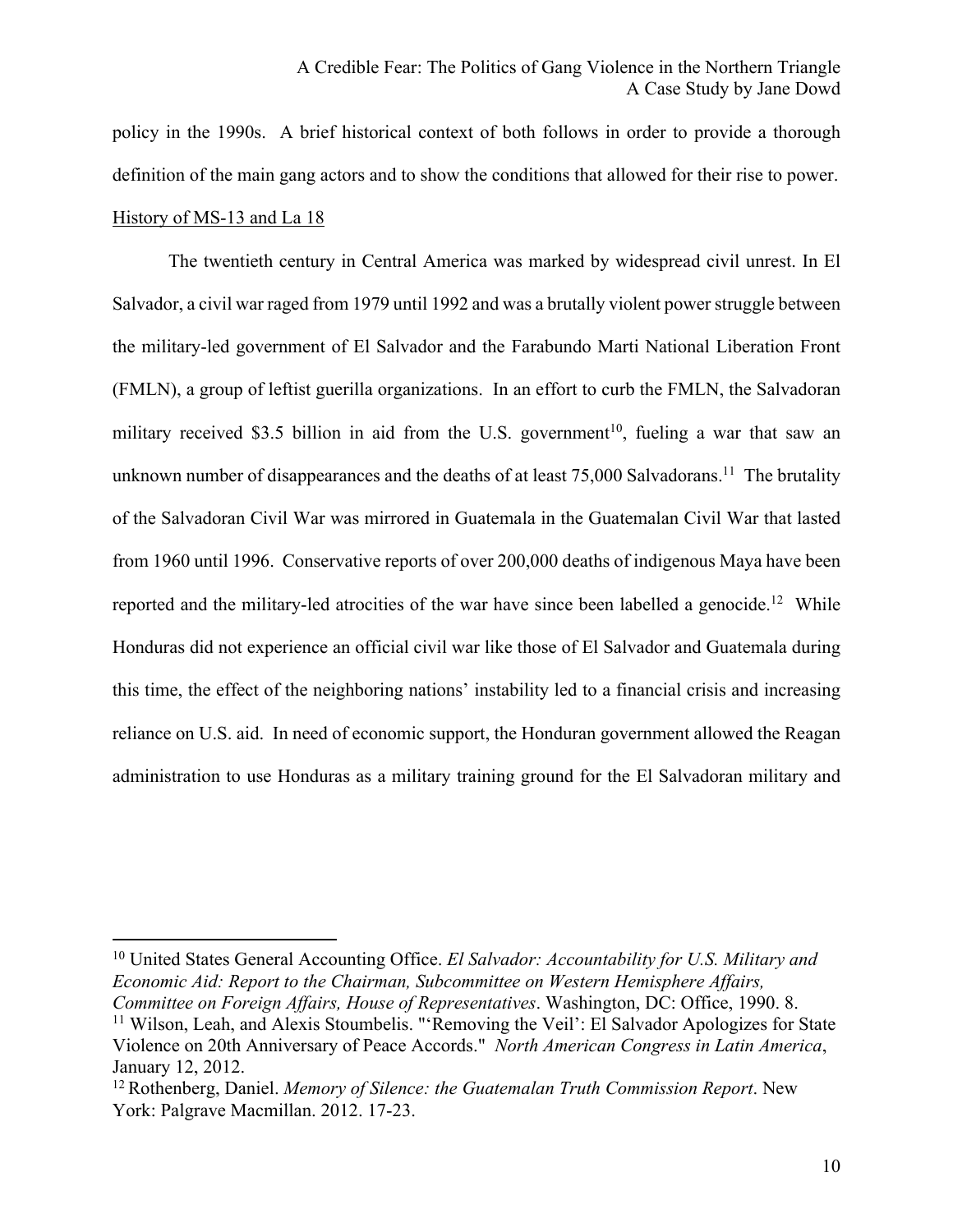policy in the 1990s. A brief historical context of both follows in order to provide a thorough definition of the main gang actors and to show the conditions that allowed for their rise to power.

History of MS-13 and La 18

The twentieth century in Central America was marked by widespread civil unrest. In El Salvador, a civil war raged from 1979 until 1992 and was a brutally violent power struggle between the military-led government of El Salvador and the Farabundo Marti National Liberation Front (FMLN), a group of leftist guerilla organizations. In an effort to curb the FMLN, the Salvadoran military received \$3.5 billion in aid from the U.S. government[10], fueling a war that saw an unknown number of disappearances and the deaths of at least 75,000 Salvadorans.[11] The brutality of the Salvadoran Civil War was mirrored in Guatemala in the Guatemalan Civil War that lasted from 1960 until 1996. Conservative reports of over 200,000 deaths of indigenous Maya have been reported and the military-led atrocities of the war have since been labelled a genocide.[12] While Honduras did not experience an official civil war like those of El Salvador and Guatemala during this time, the effect of the neighboring nations' instability led to a financial crisis and increasing reliance on U.S. aid. In need of economic support, the Honduran government allowed the Reagan administration to use Honduras as a military training ground for the El Salvadoran military and

---

[10] United States General Accounting Office. *El Salvador: Accountability for U.S. Military and Economic Aid: Report to the Chairman, Subcommittee on Western Hemisphere Affairs, Committee on Foreign Affairs, House of Representatives*. Washington, DC: Office, 1990. 8.

[11] Wilson, Leah, and Alexis Stoumbelis. "'Removing the Veil': El Salvador Apologizes for State Violence on 20th Anniversary of Peace Accords." *North American Congress in Latin America*, January 12, 2012.

[12] Rothenberg, Daniel. *Memory of Silence: the Guatemalan Truth Commission Report*. New York: Palgrave Macmillan. 2012. 17-23.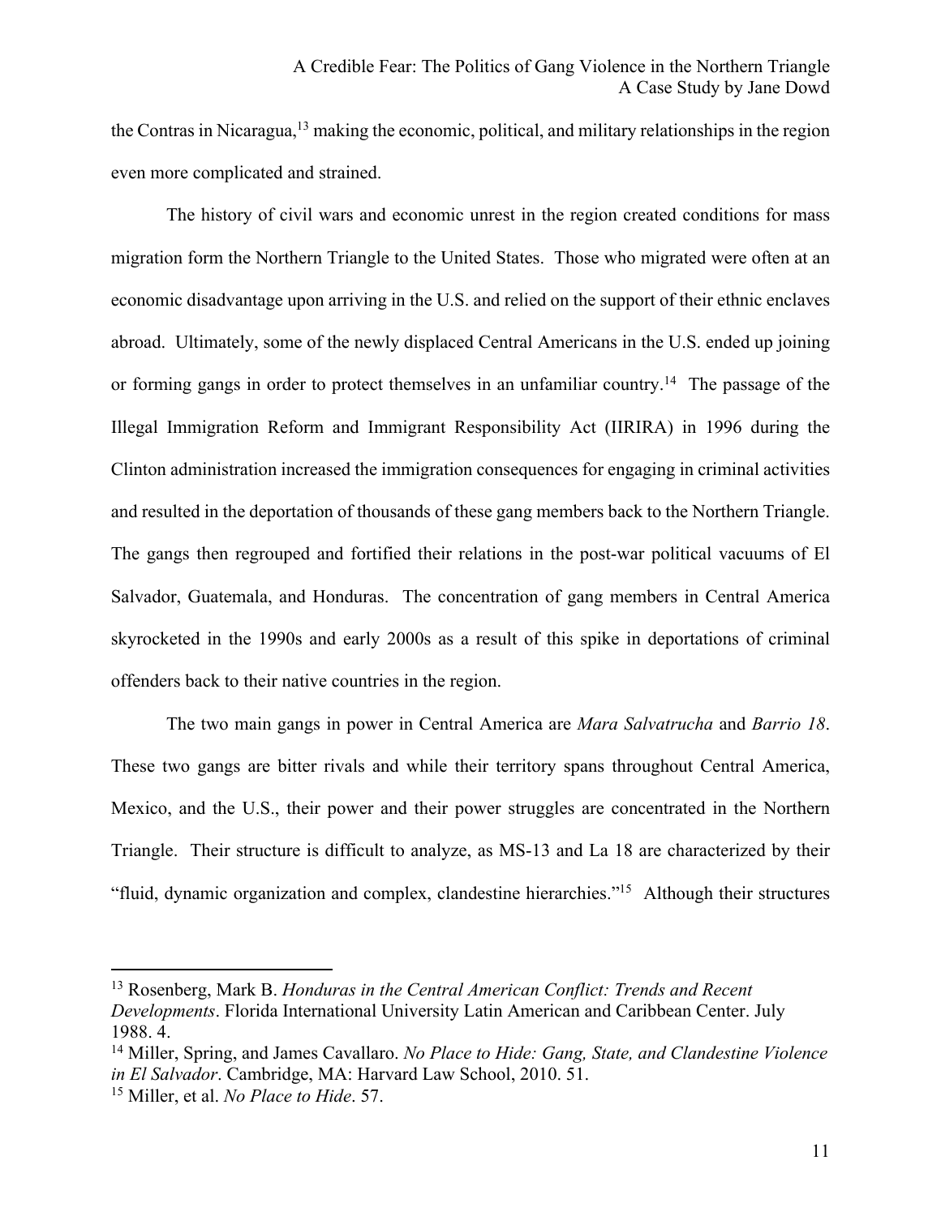the Contras in Nicaragua,[13] making the economic, political, and military relationships in the region even more complicated and strained.

The history of civil wars and economic unrest in the region created conditions for mass migration form the Northern Triangle to the United States. Those who migrated were often at an economic disadvantage upon arriving in the U.S. and relied on the support of their ethnic enclaves abroad. Ultimately, some of the newly displaced Central Americans in the U.S. ended up joining or forming gangs in order to protect themselves in an unfamiliar country.[14] The passage of the Illegal Immigration Reform and Immigrant Responsibility Act (IIRIRA) in 1996 during the Clinton administration increased the immigration consequences for engaging in criminal activities and resulted in the deportation of thousands of these gang members back to the Northern Triangle. The gangs then regrouped and fortified their relations in the post-war political vacuums of El Salvador, Guatemala, and Honduras. The concentration of gang members in Central America skyrocketed in the 1990s and early 2000s as a result of this spike in deportations of criminal offenders back to their native countries in the region.

The two main gangs in power in Central America are *Mara Salvatrucha* and *Barrio 18*. These two gangs are bitter rivals and while their territory spans throughout Central America, Mexico, and the U.S., their power and their power struggles are concentrated in the Northern Triangle. Their structure is difficult to analyze, as MS-13 and La 18 are characterized by their "fluid, dynamic organization and complex, clandestine hierarchies."[15] Although their structures

---

[13] Rosenberg, Mark B. *Honduras in the Central American Conflict: Trends and Recent Developments*. Florida International University Latin American and Caribbean Center. July 1988. 4.

[14] Miller, Spring, and James Cavallaro. *No Place to Hide: Gang, State, and Clandestine Violence in El Salvador*. Cambridge, MA: Harvard Law School, 2010. 51.

[15] Miller, et al. *No Place to Hide*. 57.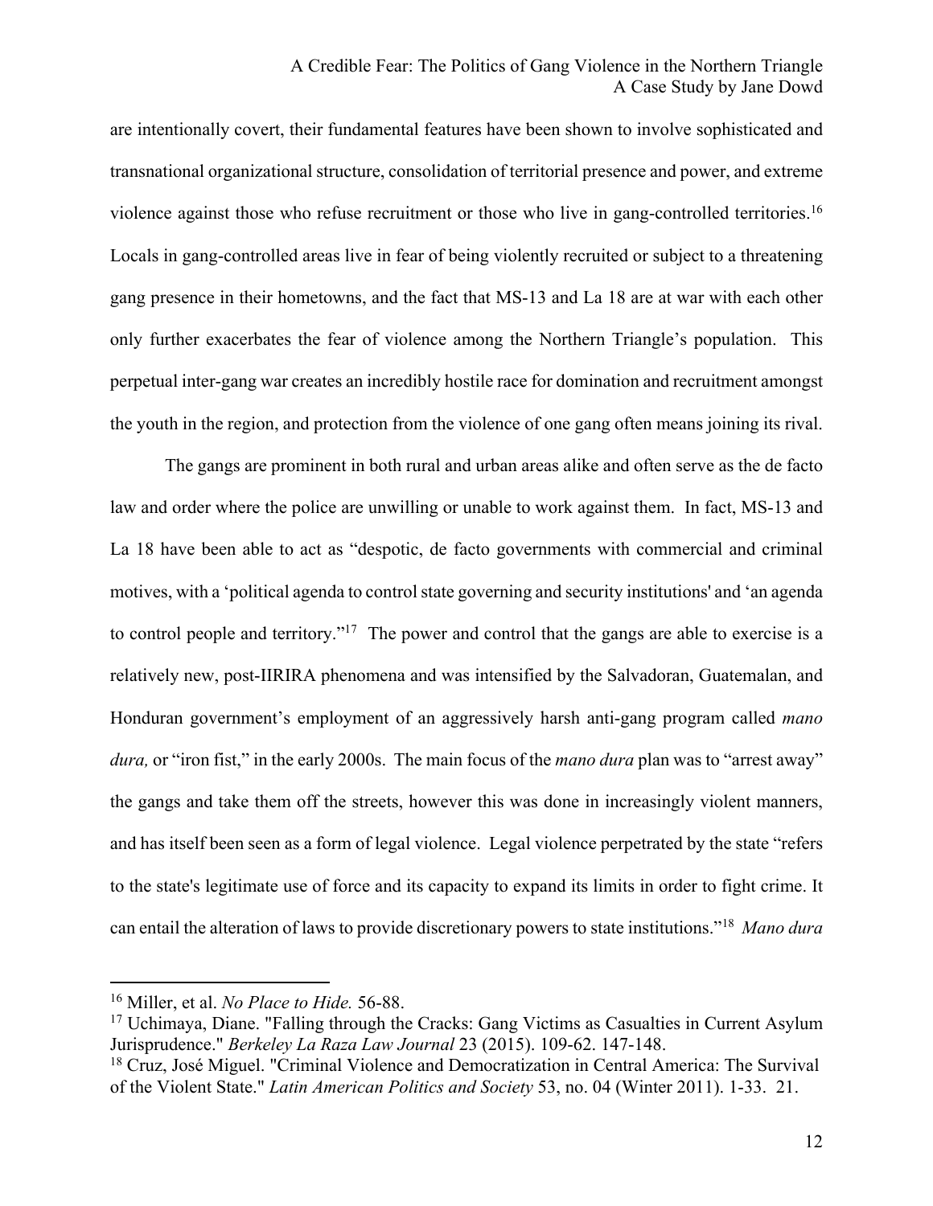are intentionally covert, their fundamental features have been shown to involve sophisticated and transnational organizational structure, consolidation of territorial presence and power, and extreme violence against those who refuse recruitment or those who live in gang-controlled territories.[16] Locals in gang-controlled areas live in fear of being violently recruited or subject to a threatening gang presence in their hometowns, and the fact that MS-13 and La 18 are at war with each other only further exacerbates the fear of violence among the Northern Triangle's population. This perpetual inter-gang war creates an incredibly hostile race for domination and recruitment amongst the youth in the region, and protection from the violence of one gang often means joining its rival.

The gangs are prominent in both rural and urban areas alike and often serve as the de facto law and order where the police are unwilling or unable to work against them. In fact, MS-13 and La 18 have been able to act as "despotic, de facto governments with commercial and criminal motives, with a 'political agenda to control state governing and security institutions' and 'an agenda to control people and territory."[17] The power and control that the gangs are able to exercise is a relatively new, post-IIRIRA phenomena and was intensified by the Salvadoran, Guatemalan, and Honduran government's employment of an aggressively harsh anti-gang program called *mano dura,* or "iron fist," in the early 2000s. The main focus of the *mano dura* plan was to "arrest away" the gangs and take them off the streets, however this was done in increasingly violent manners, and has itself been seen as a form of legal violence. Legal violence perpetrated by the state "refers to the state's legitimate use of force and its capacity to expand its limits in order to fight crime. It can entail the alteration of laws to provide discretionary powers to state institutions."[18] *Mano dura*

---

[16] Miller, et al. *No Place to Hide.* 56-88.

[17] Uchimaya, Diane. "Falling through the Cracks: Gang Victims as Casualties in Current Asylum Jurisprudence." *Berkeley La Raza Law Journal* 23 (2015). 109-62. 147-148.

[18] Cruz, José Miguel. "Criminal Violence and Democratization in Central America: The Survival of the Violent State." *Latin American Politics and Society* 53, no. 04 (Winter 2011). 1-33. 21.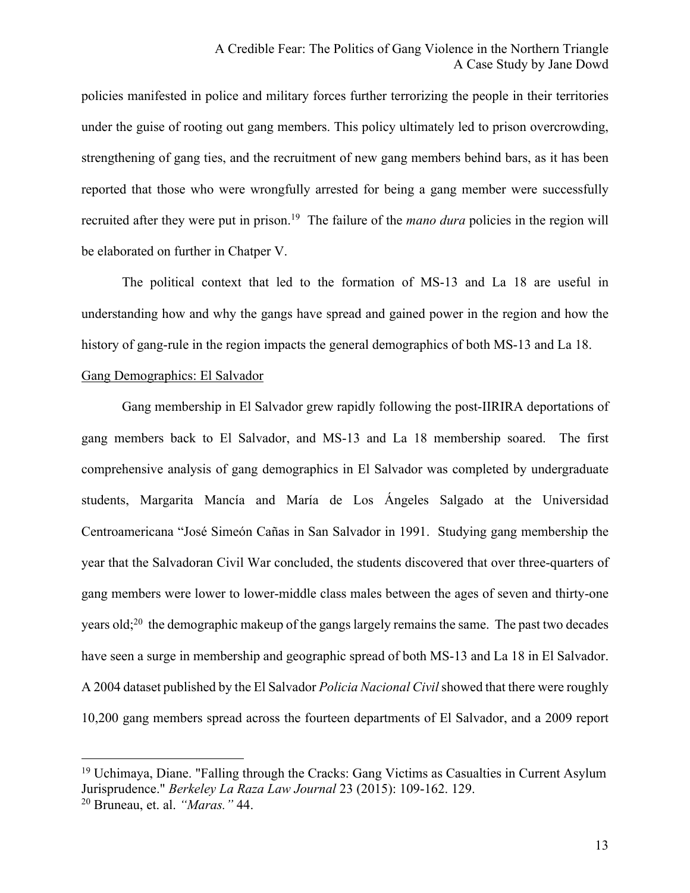policies manifested in police and military forces further terrorizing the people in their territories under the guise of rooting out gang members. This policy ultimately led to prison overcrowding, strengthening of gang ties, and the recruitment of new gang members behind bars, as it has been reported that those who were wrongfully arrested for being a gang member were successfully recruited after they were put in prison.[19] The failure of the *mano dura* policies in the region will be elaborated on further in Chatper V.

The political context that led to the formation of MS-13 and La 18 are useful in understanding how and why the gangs have spread and gained power in the region and how the history of gang-rule in the region impacts the general demographics of both MS-13 and La 18.

Gang Demographics: El Salvador

Gang membership in El Salvador grew rapidly following the post-IIRIRA deportations of gang members back to El Salvador, and MS-13 and La 18 membership soared. The first comprehensive analysis of gang demographics in El Salvador was completed by undergraduate students, Margarita Mancía and María de Los Ángeles Salgado at the Universidad Centroamericana "José Simeón Cañas in San Salvador in 1991. Studying gang membership the year that the Salvadoran Civil War concluded, the students discovered that over three-quarters of gang members were lower to lower-middle class males between the ages of seven and thirty-one years old;[20] the demographic makeup of the gangs largely remains the same. The past two decades have seen a surge in membership and geographic spread of both MS-13 and La 18 in El Salvador. A 2004 dataset published by the El Salvador *Policia Nacional Civil* showed that there were roughly 10,200 gang members spread across the fourteen departments of El Salvador, and a 2009 report

---

[19] Uchimaya, Diane. "Falling through the Cracks: Gang Victims as Casualties in Current Asylum Jurisprudence." *Berkeley La Raza Law Journal* 23 (2015): 109-162. 129.

[20] Bruneau, et. al. *"Maras."* 44.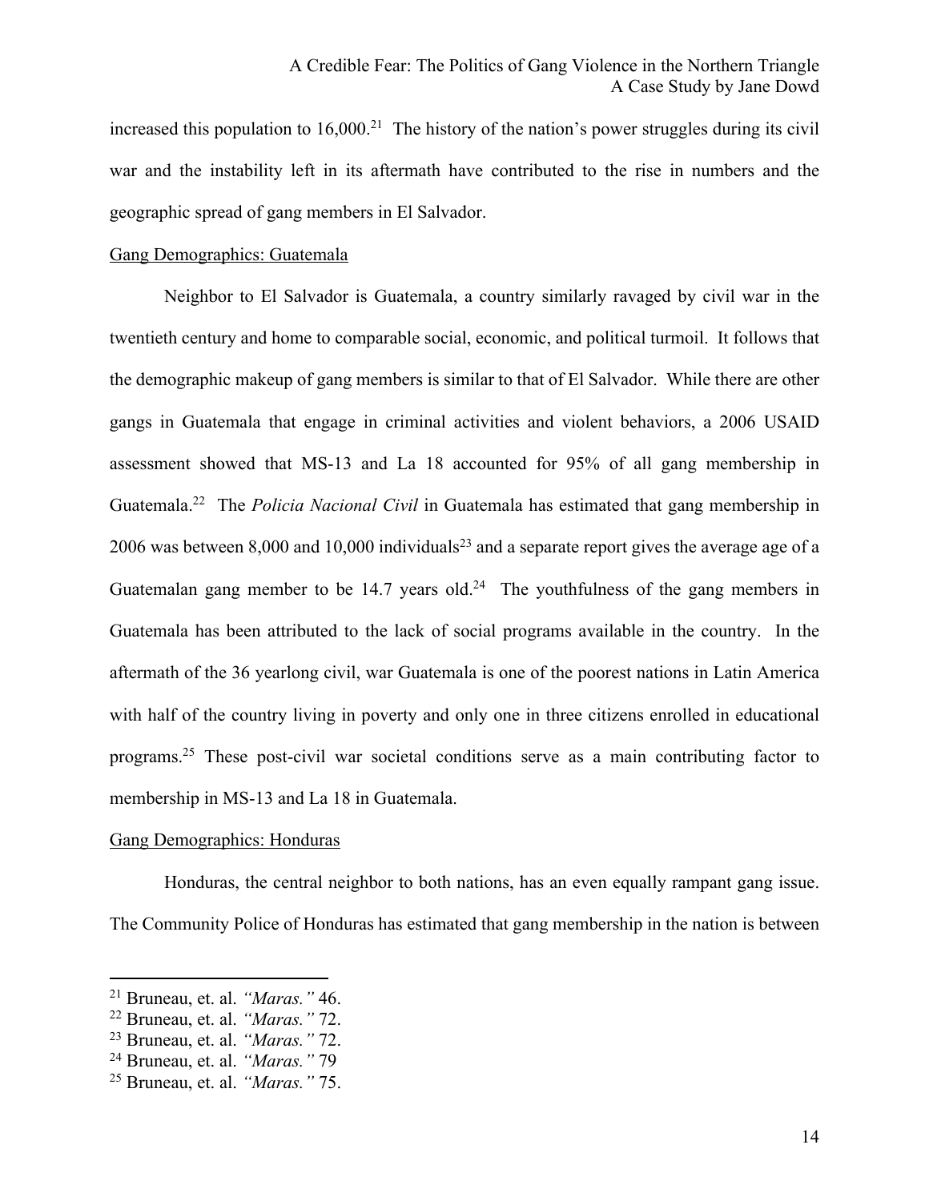increased this population to 16,000.[21] The history of the nation's power struggles during its civil war and the instability left in its aftermath have contributed to the rise in numbers and the geographic spread of gang members in El Salvador.

Gang Demographics: Guatemala

Neighbor to El Salvador is Guatemala, a country similarly ravaged by civil war in the twentieth century and home to comparable social, economic, and political turmoil. It follows that the demographic makeup of gang members is similar to that of El Salvador. While there are other gangs in Guatemala that engage in criminal activities and violent behaviors, a 2006 USAID assessment showed that MS-13 and La 18 accounted for 95% of all gang membership in Guatemala.[22] The *Policia Nacional Civil* in Guatemala has estimated that gang membership in 2006 was between 8,000 and 10,000 individuals[23] and a separate report gives the average age of a Guatemalan gang member to be 14.7 years old.[24] The youthfulness of the gang members in Guatemala has been attributed to the lack of social programs available in the country. In the aftermath of the 36 yearlong civil, war Guatemala is one of the poorest nations in Latin America with half of the country living in poverty and only one in three citizens enrolled in educational programs.[25] These post-civil war societal conditions serve as a main contributing factor to membership in MS-13 and La 18 in Guatemala.

Gang Demographics: Honduras

Honduras, the central neighbor to both nations, has an even equally rampant gang issue. The Community Police of Honduras has estimated that gang membership in the nation is between

---

[21] Bruneau, et. al. *"Maras."* 46.
[22] Bruneau, et. al. *"Maras."* 72.
[23] Bruneau, et. al. *"Maras."* 72.
[24] Bruneau, et. al. *"Maras."* 79
[25] Bruneau, et. al. *"Maras."* 75.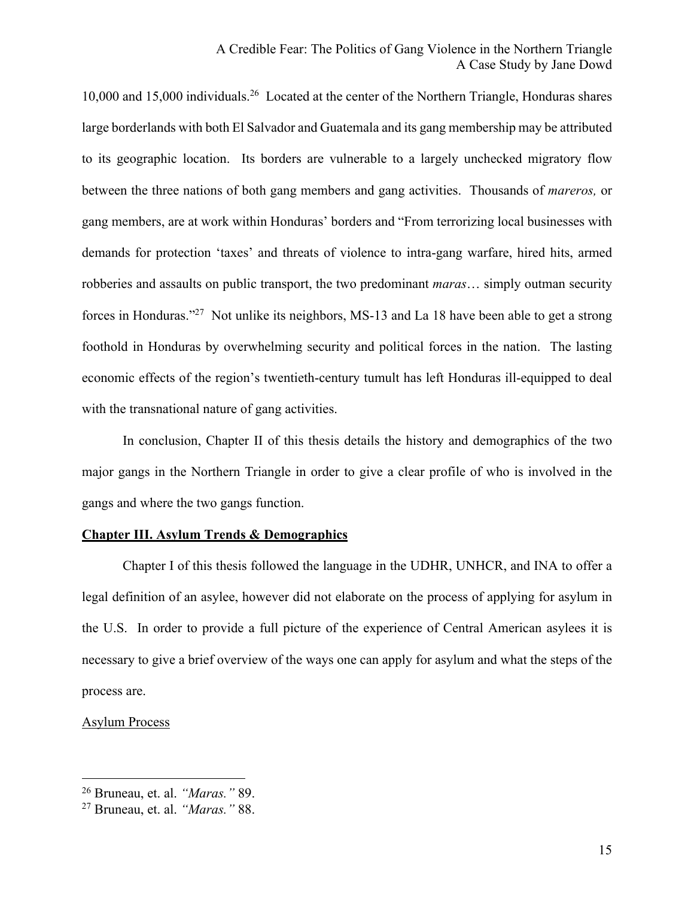10,000 and 15,000 individuals.[26] Located at the center of the Northern Triangle, Honduras shares large borderlands with both El Salvador and Guatemala and its gang membership may be attributed to its geographic location. Its borders are vulnerable to a largely unchecked migratory flow between the three nations of both gang members and gang activities. Thousands of *mareros,* or gang members, are at work within Honduras' borders and "From terrorizing local businesses with demands for protection 'taxes' and threats of violence to intra-gang warfare, hired hits, armed robberies and assaults on public transport, the two predominant *maras*… simply outman security forces in Honduras."[27] Not unlike its neighbors, MS-13 and La 18 have been able to get a strong foothold in Honduras by overwhelming security and political forces in the nation. The lasting economic effects of the region's twentieth-century tumult has left Honduras ill-equipped to deal with the transnational nature of gang activities.

In conclusion, Chapter II of this thesis details the history and demographics of the two major gangs in the Northern Triangle in order to give a clear profile of who is involved in the gangs and where the two gangs function.

## Chapter III. Asylum Trends & Demographics

Chapter I of this thesis followed the language in the UDHR, UNHCR, and INA to offer a legal definition of an asylee, however did not elaborate on the process of applying for asylum in the U.S. In order to provide a full picture of the experience of Central American asylees it is necessary to give a brief overview of the ways one can apply for asylum and what the steps of the process are.

### Asylum Process

---

[26] Bruneau, et. al. *"Maras."* 89.

[27] Bruneau, et. al. *"Maras."* 88.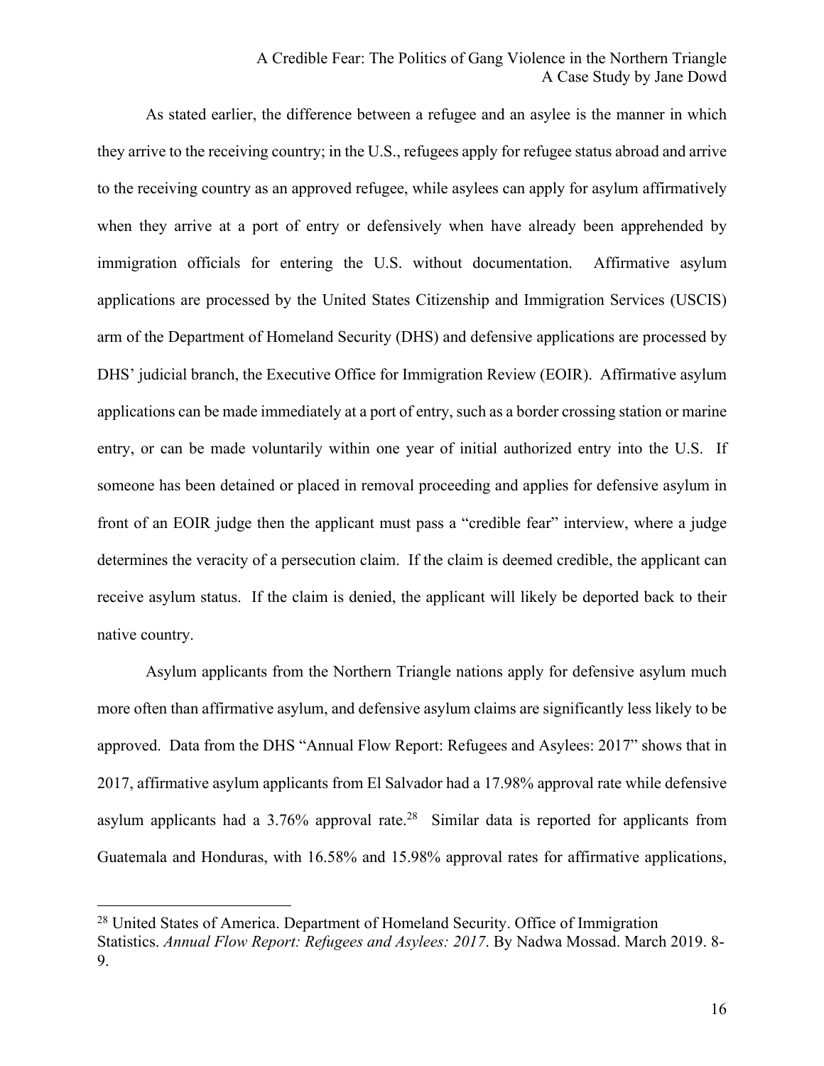As stated earlier, the difference between a refugee and an asylee is the manner in which they arrive to the receiving country; in the U.S., refugees apply for refugee status abroad and arrive to the receiving country as an approved refugee, while asylees can apply for asylum affirmatively when they arrive at a port of entry or defensively when have already been apprehended by immigration officials for entering the U.S. without documentation. Affirmative asylum applications are processed by the United States Citizenship and Immigration Services (USCIS) arm of the Department of Homeland Security (DHS) and defensive applications are processed by DHS' judicial branch, the Executive Office for Immigration Review (EOIR). Affirmative asylum applications can be made immediately at a port of entry, such as a border crossing station or marine entry, or can be made voluntarily within one year of initial authorized entry into the U.S. If someone has been detained or placed in removal proceeding and applies for defensive asylum in front of an EOIR judge then the applicant must pass a "credible fear" interview, where a judge determines the veracity of a persecution claim. If the claim is deemed credible, the applicant can receive asylum status. If the claim is denied, the applicant will likely be deported back to their native country.

Asylum applicants from the Northern Triangle nations apply for defensive asylum much more often than affirmative asylum, and defensive asylum claims are significantly less likely to be approved. Data from the DHS "Annual Flow Report: Refugees and Asylees: 2017" shows that in 2017, affirmative asylum applicants from El Salvador had a 17.98% approval rate while defensive asylum applicants had a 3.76% approval rate.[28] Similar data is reported for applicants from Guatemala and Honduras, with 16.58% and 15.98% approval rates for affirmative applications,

[28] United States of America. Department of Homeland Security. Office of Immigration Statistics. *Annual Flow Report: Refugees and Asylees: 2017*. By Nadwa Mossad. March 2019. 8-9.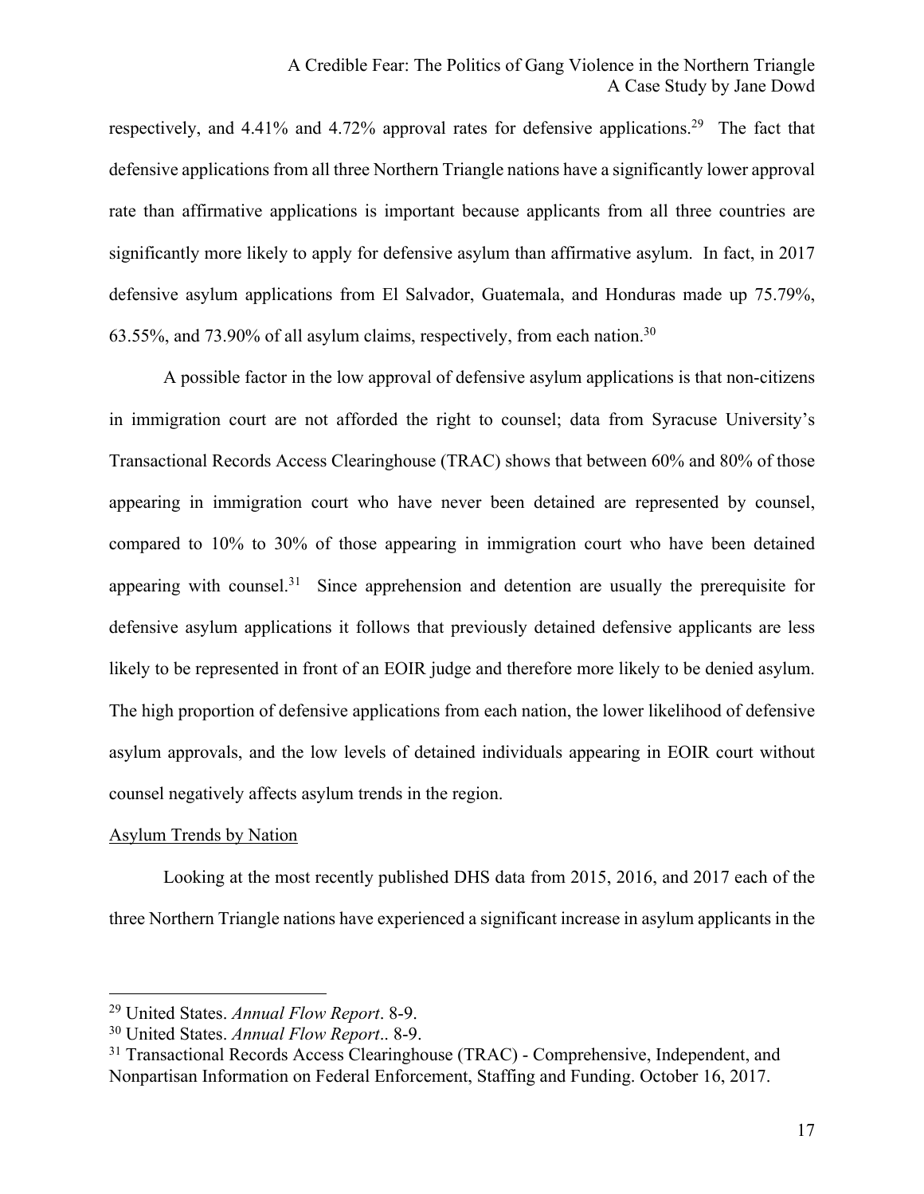respectively, and 4.41% and 4.72% approval rates for defensive applications.[29] The fact that defensive applications from all three Northern Triangle nations have a significantly lower approval rate than affirmative applications is important because applicants from all three countries are significantly more likely to apply for defensive asylum than affirmative asylum. In fact, in 2017 defensive asylum applications from El Salvador, Guatemala, and Honduras made up 75.79%, 63.55%, and 73.90% of all asylum claims, respectively, from each nation.[30]

A possible factor in the low approval of defensive asylum applications is that non-citizens in immigration court are not afforded the right to counsel; data from Syracuse University's Transactional Records Access Clearinghouse (TRAC) shows that between 60% and 80% of those appearing in immigration court who have never been detained are represented by counsel, compared to 10% to 30% of those appearing in immigration court who have been detained appearing with counsel.[31] Since apprehension and detention are usually the prerequisite for defensive asylum applications it follows that previously detained defensive applicants are less likely to be represented in front of an EOIR judge and therefore more likely to be denied asylum. The high proportion of defensive applications from each nation, the lower likelihood of defensive asylum approvals, and the low levels of detained individuals appearing in EOIR court without counsel negatively affects asylum trends in the region.

<u>Asylum Trends by Nation</u>

Looking at the most recently published DHS data from 2015, 2016, and 2017 each of the three Northern Triangle nations have experienced a significant increase in asylum applicants in the

---

[29] United States. *Annual Flow Report*. 8-9.

[30] United States. *Annual Flow Report*.. 8-9.

[31] Transactional Records Access Clearinghouse (TRAC) - Comprehensive, Independent, and Nonpartisan Information on Federal Enforcement, Staffing and Funding. October 16, 2017.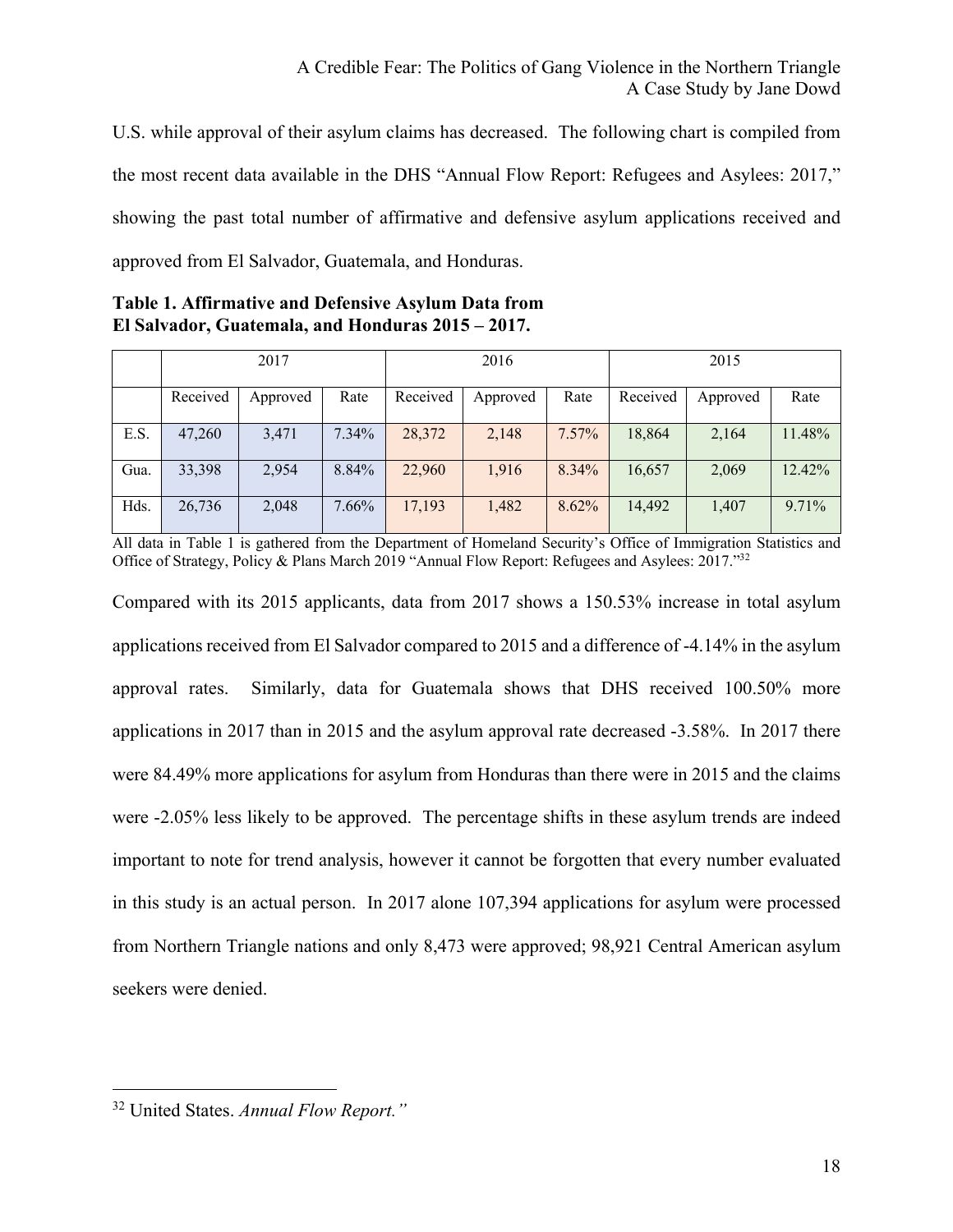U.S. while approval of their asylum claims has decreased. The following chart is compiled from the most recent data available in the DHS "Annual Flow Report: Refugees and Asylees: 2017," showing the past total number of affirmative and defensive asylum applications received and approved from El Salvador, Guatemala, and Honduras.

**Table 1. Affirmative and Defensive Asylum Data from El Salvador, Guatemala, and Honduras 2015 – 2017.**

| | 2017 | | | 2016 | | | 2015 | | |
|---|---|---|---|---|---|---|---|---|---|
| | Received | Approved | Rate | Received | Approved | Rate | Received | Approved | Rate |
| E.S. | 47,260 | 3,471 | 7.34% | 28,372 | 2,148 | 7.57% | 18,864 | 2,164 | 11.48% |
| Gua. | 33,398 | 2,954 | 8.84% | 22,960 | 1,916 | 8.34% | 16,657 | 2,069 | 12.42% |
| Hds. | 26,736 | 2,048 | 7.66% | 17,193 | 1,482 | 8.62% | 14,492 | 1,407 | 9.71% |

All data in Table 1 is gathered from the Department of Homeland Security's Office of Immigration Statistics and Office of Strategy, Policy & Plans March 2019 "Annual Flow Report: Refugees and Asylees: 2017."[32]

Compared with its 2015 applicants, data from 2017 shows a 150.53% increase in total asylum applications received from El Salvador compared to 2015 and a difference of -4.14% in the asylum approval rates. Similarly, data for Guatemala shows that DHS received 100.50% more applications in 2017 than in 2015 and the asylum approval rate decreased -3.58%. In 2017 there were 84.49% more applications for asylum from Honduras than there were in 2015 and the claims were -2.05% less likely to be approved. The percentage shifts in these asylum trends are indeed important to note for trend analysis, however it cannot be forgotten that every number evaluated in this study is an actual person. In 2017 alone 107,394 applications for asylum were processed from Northern Triangle nations and only 8,473 were approved; 98,921 Central American asylum seekers were denied.

---

[32] United States. *Annual Flow Report."*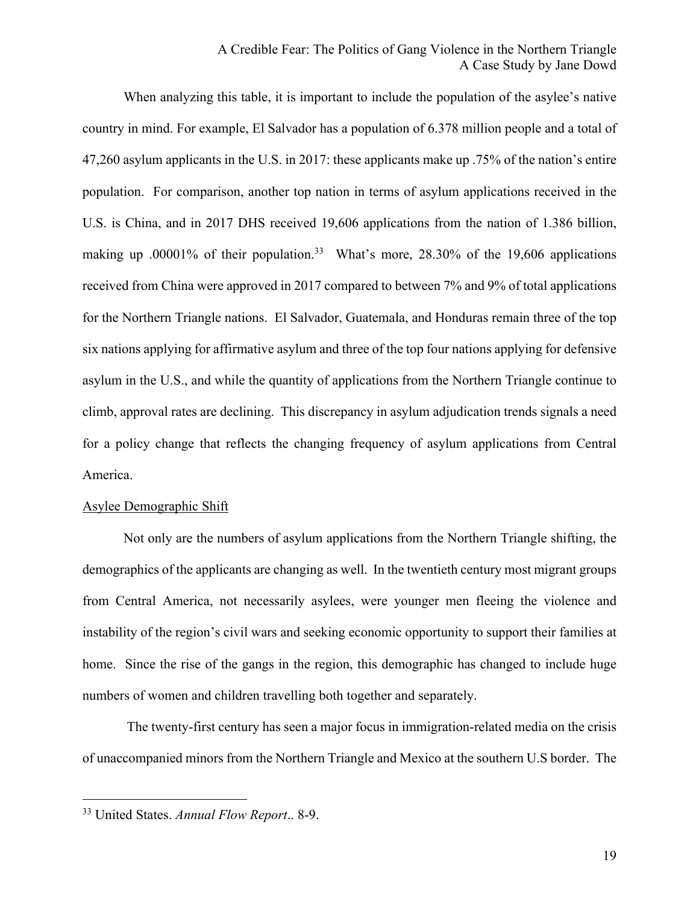When analyzing this table, it is important to include the population of the asylee's native country in mind. For example, El Salvador has a population of 6.378 million people and a total of 47,260 asylum applicants in the U.S. in 2017: these applicants make up .75% of the nation's entire population. For comparison, another top nation in terms of asylum applications received in the U.S. is China, and in 2017 DHS received 19,606 applications from the nation of 1.386 billion, making up .00001% of their population.[33] What's more, 28.30% of the 19,606 applications received from China were approved in 2017 compared to between 7% and 9% of total applications for the Northern Triangle nations. El Salvador, Guatemala, and Honduras remain three of the top six nations applying for affirmative asylum and three of the top four nations applying for defensive asylum in the U.S., and while the quantity of applications from the Northern Triangle continue to climb, approval rates are declining. This discrepancy in asylum adjudication trends signals a need for a policy change that reflects the changing frequency of asylum applications from Central America.

<u>Asylee Demographic Shift</u>

Not only are the numbers of asylum applications from the Northern Triangle shifting, the demographics of the applicants are changing as well. In the twentieth century most migrant groups from Central America, not necessarily asylees, were younger men fleeing the violence and instability of the region's civil wars and seeking economic opportunity to support their families at home. Since the rise of the gangs in the region, this demographic has changed to include huge numbers of women and children travelling both together and separately.

The twenty-first century has seen a major focus in immigration-related media on the crisis of unaccompanied minors from the Northern Triangle and Mexico at the southern U.S border. The

---

[33] United States. *Annual Flow Report*.. 8-9.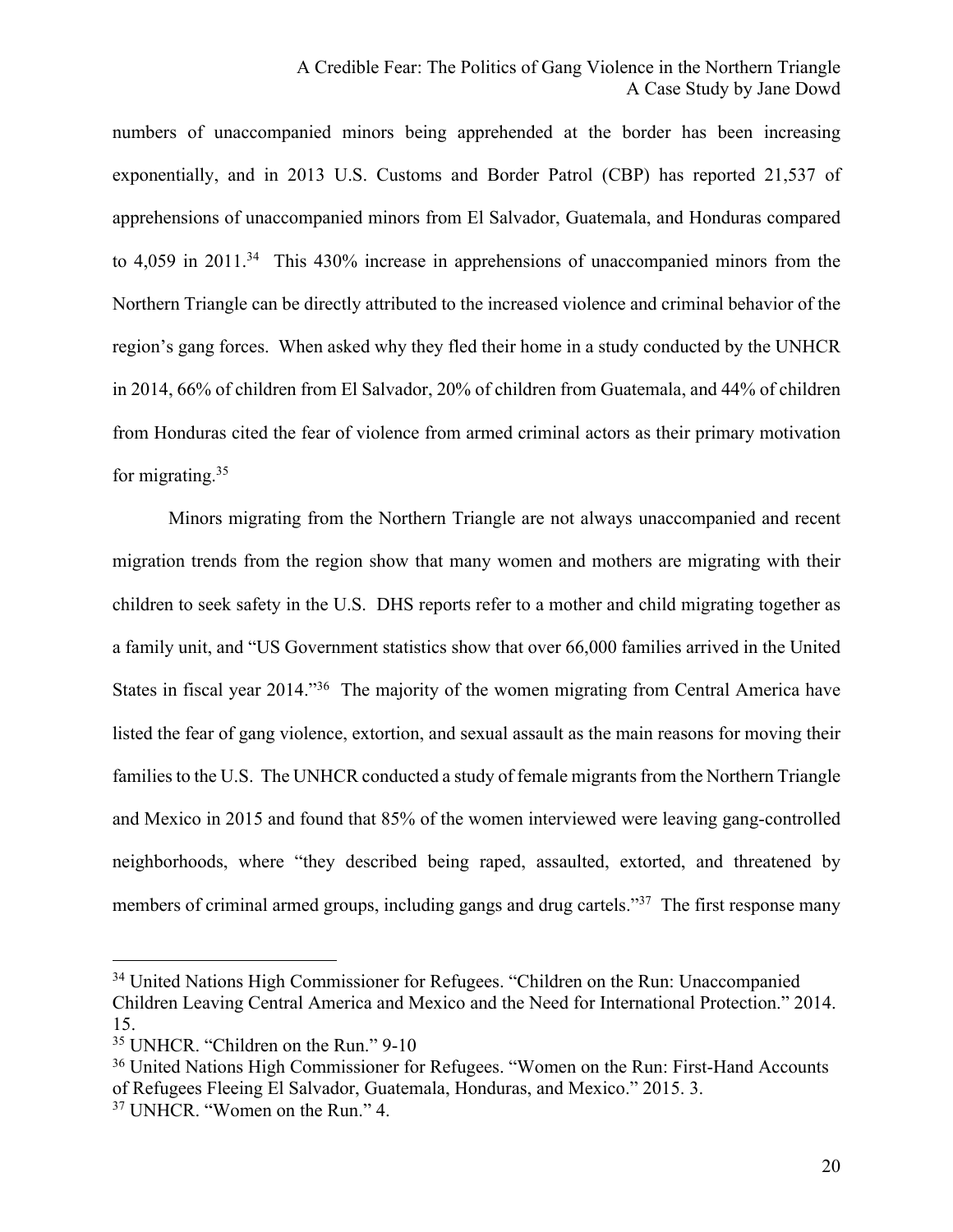numbers of unaccompanied minors being apprehended at the border has been increasing exponentially, and in 2013 U.S. Customs and Border Patrol (CBP) has reported 21,537 of apprehensions of unaccompanied minors from El Salvador, Guatemala, and Honduras compared to 4,059 in 2011.[34] This 430% increase in apprehensions of unaccompanied minors from the Northern Triangle can be directly attributed to the increased violence and criminal behavior of the region's gang forces. When asked why they fled their home in a study conducted by the UNHCR in 2014, 66% of children from El Salvador, 20% of children from Guatemala, and 44% of children from Honduras cited the fear of violence from armed criminal actors as their primary motivation for migrating.[35]

Minors migrating from the Northern Triangle are not always unaccompanied and recent migration trends from the region show that many women and mothers are migrating with their children to seek safety in the U.S. DHS reports refer to a mother and child migrating together as a family unit, and "US Government statistics show that over 66,000 families arrived in the United States in fiscal year 2014."[36] The majority of the women migrating from Central America have listed the fear of gang violence, extortion, and sexual assault as the main reasons for moving their families to the U.S. The UNHCR conducted a study of female migrants from the Northern Triangle and Mexico in 2015 and found that 85% of the women interviewed were leaving gang-controlled neighborhoods, where "they described being raped, assaulted, extorted, and threatened by members of criminal armed groups, including gangs and drug cartels."[37] The first response many

---

[34] United Nations High Commissioner for Refugees. "Children on the Run: Unaccompanied Children Leaving Central America and Mexico and the Need for International Protection." 2014. 15.

[35] UNHCR. "Children on the Run." 9-10

[36] United Nations High Commissioner for Refugees. "Women on the Run: First-Hand Accounts of Refugees Fleeing El Salvador, Guatemala, Honduras, and Mexico." 2015. 3.

[37] UNHCR. "Women on the Run." 4.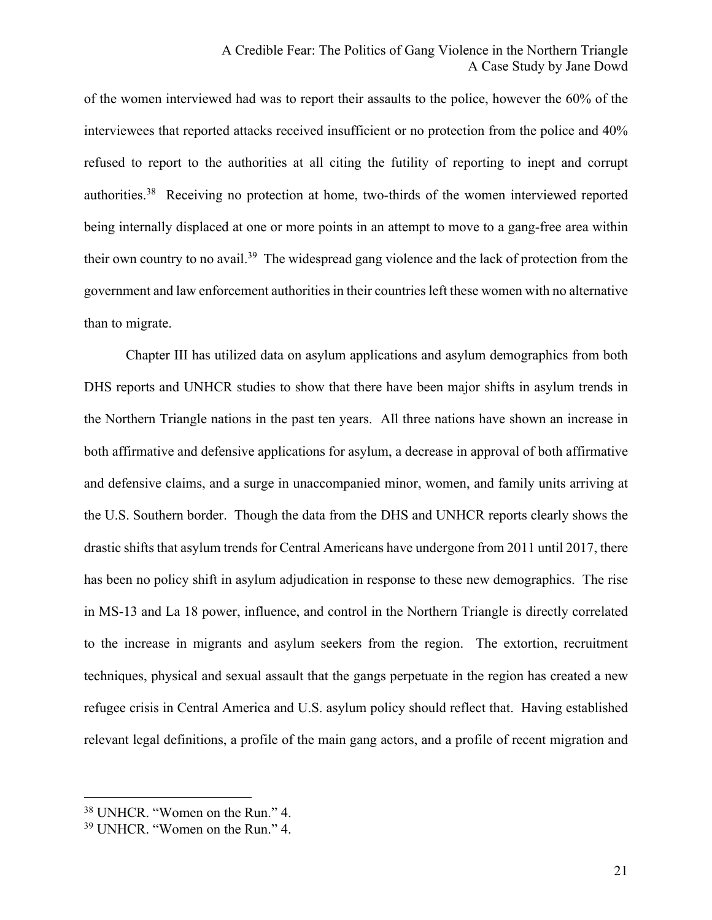of the women interviewed had was to report their assaults to the police, however the 60% of the interviewees that reported attacks received insufficient or no protection from the police and 40% refused to report to the authorities at all citing the futility of reporting to inept and corrupt authorities.[38] Receiving no protection at home, two-thirds of the women interviewed reported being internally displaced at one or more points in an attempt to move to a gang-free area within their own country to no avail.[39] The widespread gang violence and the lack of protection from the government and law enforcement authorities in their countries left these women with no alternative than to migrate.

Chapter III has utilized data on asylum applications and asylum demographics from both DHS reports and UNHCR studies to show that there have been major shifts in asylum trends in the Northern Triangle nations in the past ten years. All three nations have shown an increase in both affirmative and defensive applications for asylum, a decrease in approval of both affirmative and defensive claims, and a surge in unaccompanied minor, women, and family units arriving at the U.S. Southern border. Though the data from the DHS and UNHCR reports clearly shows the drastic shifts that asylum trends for Central Americans have undergone from 2011 until 2017, there has been no policy shift in asylum adjudication in response to these new demographics. The rise in MS-13 and La 18 power, influence, and control in the Northern Triangle is directly correlated to the increase in migrants and asylum seekers from the region. The extortion, recruitment techniques, physical and sexual assault that the gangs perpetuate in the region has created a new refugee crisis in Central America and U.S. asylum policy should reflect that. Having established relevant legal definitions, a profile of the main gang actors, and a profile of recent migration and

---

[38] UNHCR. "Women on the Run." 4.

[39] UNHCR. "Women on the Run." 4.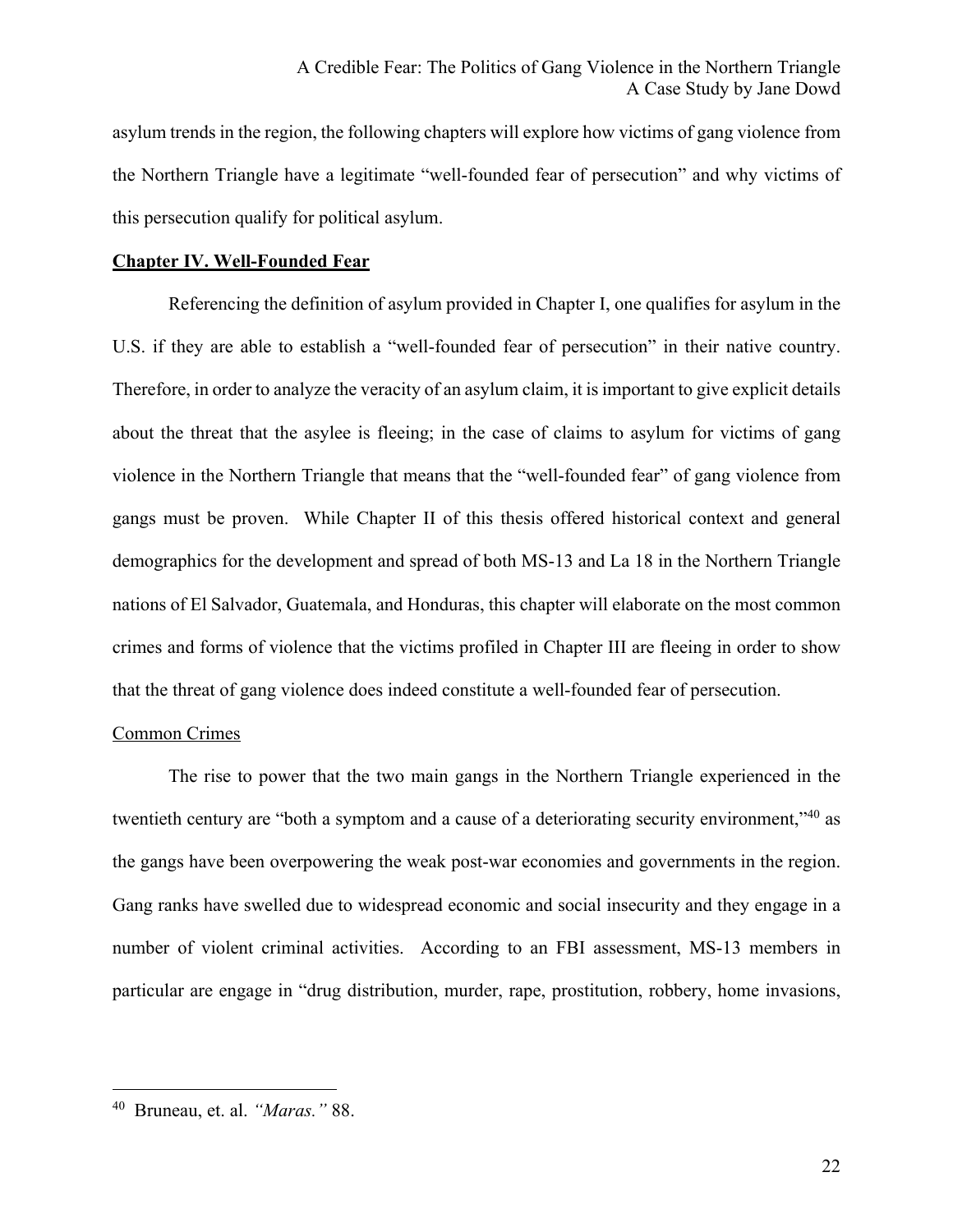asylum trends in the region, the following chapters will explore how victims of gang violence from the Northern Triangle have a legitimate "well-founded fear of persecution" and why victims of this persecution qualify for political asylum.

## **Chapter IV. Well-Founded Fear**

Referencing the definition of asylum provided in Chapter I, one qualifies for asylum in the U.S. if they are able to establish a "well-founded fear of persecution" in their native country. Therefore, in order to analyze the veracity of an asylum claim, it is important to give explicit details about the threat that the asylee is fleeing; in the case of claims to asylum for victims of gang violence in the Northern Triangle that means that the "well-founded fear" of gang violence from gangs must be proven. While Chapter II of this thesis offered historical context and general demographics for the development and spread of both MS-13 and La 18 in the Northern Triangle nations of El Salvador, Guatemala, and Honduras, this chapter will elaborate on the most common crimes and forms of violence that the victims profiled in Chapter III are fleeing in order to show that the threat of gang violence does indeed constitute a well-founded fear of persecution.

### Common Crimes

The rise to power that the two main gangs in the Northern Triangle experienced in the twentieth century are "both a symptom and a cause of a deteriorating security environment,"[40] as the gangs have been overpowering the weak post-war economies and governments in the region. Gang ranks have swelled due to widespread economic and social insecurity and they engage in a number of violent criminal activities. According to an FBI assessment, MS-13 members in particular are engage in "drug distribution, murder, rape, prostitution, robbery, home invasions,

---

[40] Bruneau, et. al. *"Maras."* 88.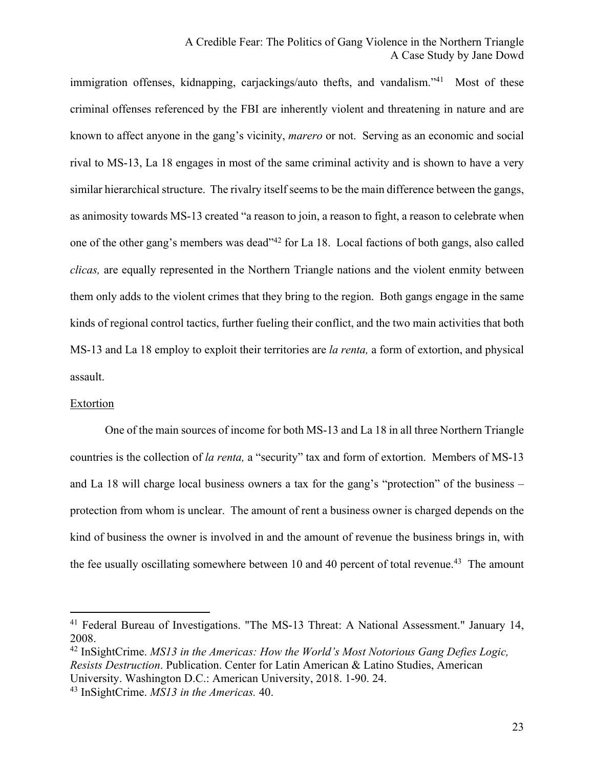immigration offenses, kidnapping, carjackings/auto thefts, and vandalism."[41] Most of these criminal offenses referenced by the FBI are inherently violent and threatening in nature and are known to affect anyone in the gang's vicinity, *marero* or not. Serving as an economic and social rival to MS-13, La 18 engages in most of the same criminal activity and is shown to have a very similar hierarchical structure. The rivalry itself seems to be the main difference between the gangs, as animosity towards MS-13 created "a reason to join, a reason to fight, a reason to celebrate when one of the other gang's members was dead"[42] for La 18. Local factions of both gangs, also called *clicas,* are equally represented in the Northern Triangle nations and the violent enmity between them only adds to the violent crimes that they bring to the region. Both gangs engage in the same kinds of regional control tactics, further fueling their conflict, and the two main activities that both MS-13 and La 18 employ to exploit their territories are *la renta,* a form of extortion, and physical assault.

Extortion

One of the main sources of income for both MS-13 and La 18 in all three Northern Triangle countries is the collection of *la renta,* a "security" tax and form of extortion. Members of MS-13 and La 18 will charge local business owners a tax for the gang's "protection" of the business – protection from whom is unclear. The amount of rent a business owner is charged depends on the kind of business the owner is involved in and the amount of revenue the business brings in, with the fee usually oscillating somewhere between 10 and 40 percent of total revenue.[43] The amount

---

[41] Federal Bureau of Investigations. "The MS-13 Threat: A National Assessment." January 14, 2008.

[42] InSightCrime. *MS13 in the Americas: How the World's Most Notorious Gang Defies Logic, Resists Destruction*. Publication. Center for Latin American & Latino Studies, American University. Washington D.C.: American University, 2018. 1-90. 24.

[43] InSightCrime. *MS13 in the Americas.* 40.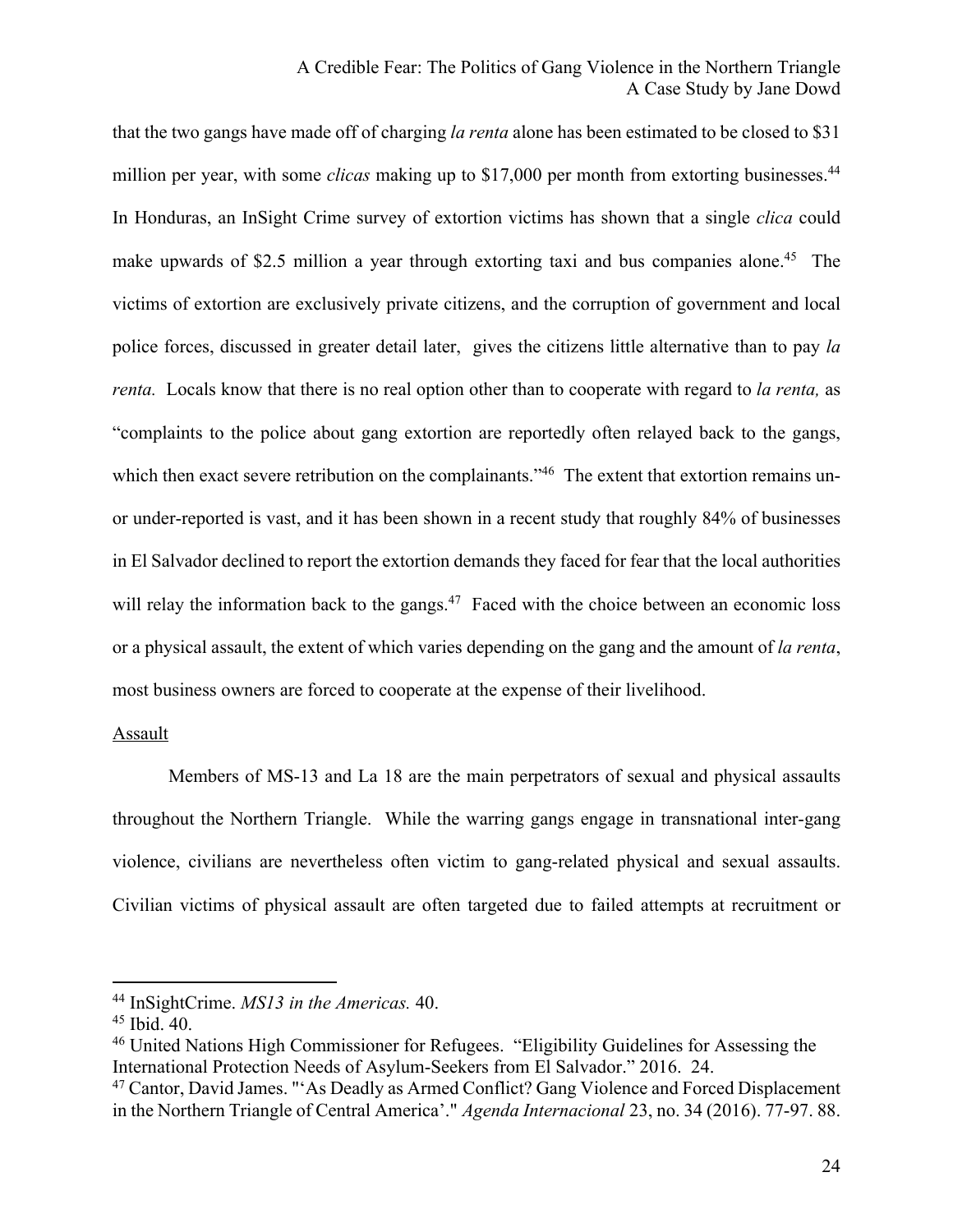that the two gangs have made off of charging *la renta* alone has been estimated to be closed to $31 million per year, with some *clicas* making up to $17,000 per month from extorting businesses.[44] In Honduras, an InSight Crime survey of extortion victims has shown that a single *clica* could make upwards of $2.5 million a year through extorting taxi and bus companies alone.[45] The victims of extortion are exclusively private citizens, and the corruption of government and local police forces, discussed in greater detail later, gives the citizens little alternative than to pay *la renta.* Locals know that there is no real option other than to cooperate with regard to *la renta,* as "complaints to the police about gang extortion are reportedly often relayed back to the gangs, which then exact severe retribution on the complainants."[46] The extent that extortion remains un- or under-reported is vast, and it has been shown in a recent study that roughly 84% of businesses in El Salvador declined to report the extortion demands they faced for fear that the local authorities will relay the information back to the gangs.[47] Faced with the choice between an economic loss or a physical assault, the extent of which varies depending on the gang and the amount of *la renta*, most business owners are forced to cooperate at the expense of their livelihood.

## Assault

Members of MS-13 and La 18 are the main perpetrators of sexual and physical assaults throughout the Northern Triangle. While the warring gangs engage in transnational inter-gang violence, civilians are nevertheless often victim to gang-related physical and sexual assaults. Civilian victims of physical assault are often targeted due to failed attempts at recruitment or

---

[44] InSightCrime. *MS13 in the Americas.* 40.

[45] Ibid. 40.

[46] United Nations High Commissioner for Refugees. "Eligibility Guidelines for Assessing the International Protection Needs of Asylum-Seekers from El Salvador." 2016. 24.

[47] Cantor, David James. "'As Deadly as Armed Conflict? Gang Violence and Forced Displacement in the Northern Triangle of Central America'." *Agenda Internacional* 23, no. 34 (2016). 77-97. 88.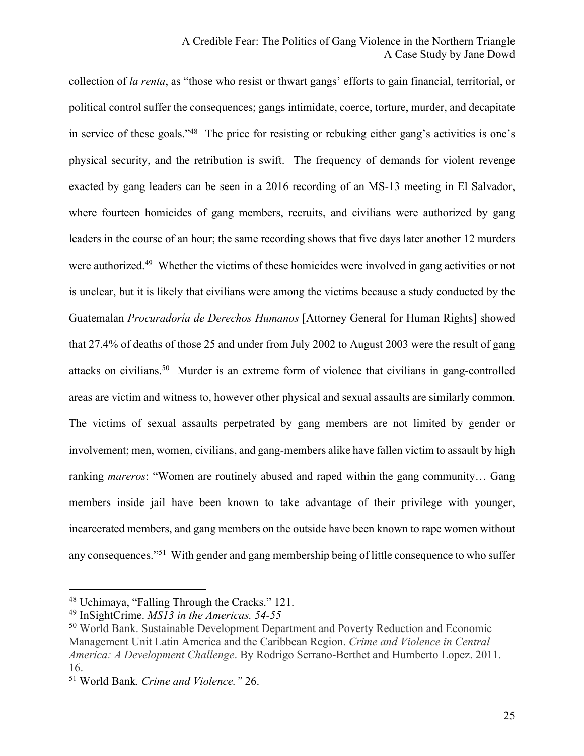collection of *la renta*, as "those who resist or thwart gangs' efforts to gain financial, territorial, or political control suffer the consequences; gangs intimidate, coerce, torture, murder, and decapitate in service of these goals."[48] The price for resisting or rebuking either gang's activities is one's physical security, and the retribution is swift. The frequency of demands for violent revenge exacted by gang leaders can be seen in a 2016 recording of an MS-13 meeting in El Salvador, where fourteen homicides of gang members, recruits, and civilians were authorized by gang leaders in the course of an hour; the same recording shows that five days later another 12 murders were authorized.[49] Whether the victims of these homicides were involved in gang activities or not is unclear, but it is likely that civilians were among the victims because a study conducted by the Guatemalan *Procuradoría de Derechos Humanos* [Attorney General for Human Rights] showed that 27.4% of deaths of those 25 and under from July 2002 to August 2003 were the result of gang attacks on civilians.[50] Murder is an extreme form of violence that civilians in gang-controlled areas are victim and witness to, however other physical and sexual assaults are similarly common. The victims of sexual assaults perpetrated by gang members are not limited by gender or involvement; men, women, civilians, and gang-members alike have fallen victim to assault by high ranking *mareros*: "Women are routinely abused and raped within the gang community… Gang members inside jail have been known to take advantage of their privilege with younger, incarcerated members, and gang members on the outside have been known to rape women without any consequences."[51] With gender and gang membership being of little consequence to who suffer

---

[48] Uchimaya, "Falling Through the Cracks." 121.

[49] InSightCrime. *MS13 in the Americas. 54-55*

[50] World Bank. Sustainable Development Department and Poverty Reduction and Economic Management Unit Latin America and the Caribbean Region. *Crime and Violence in Central America: A Development Challenge*. By Rodrigo Serrano-Berthet and Humberto Lopez. 2011. 16.

[51] World Bank. *Crime and Violence."* 26.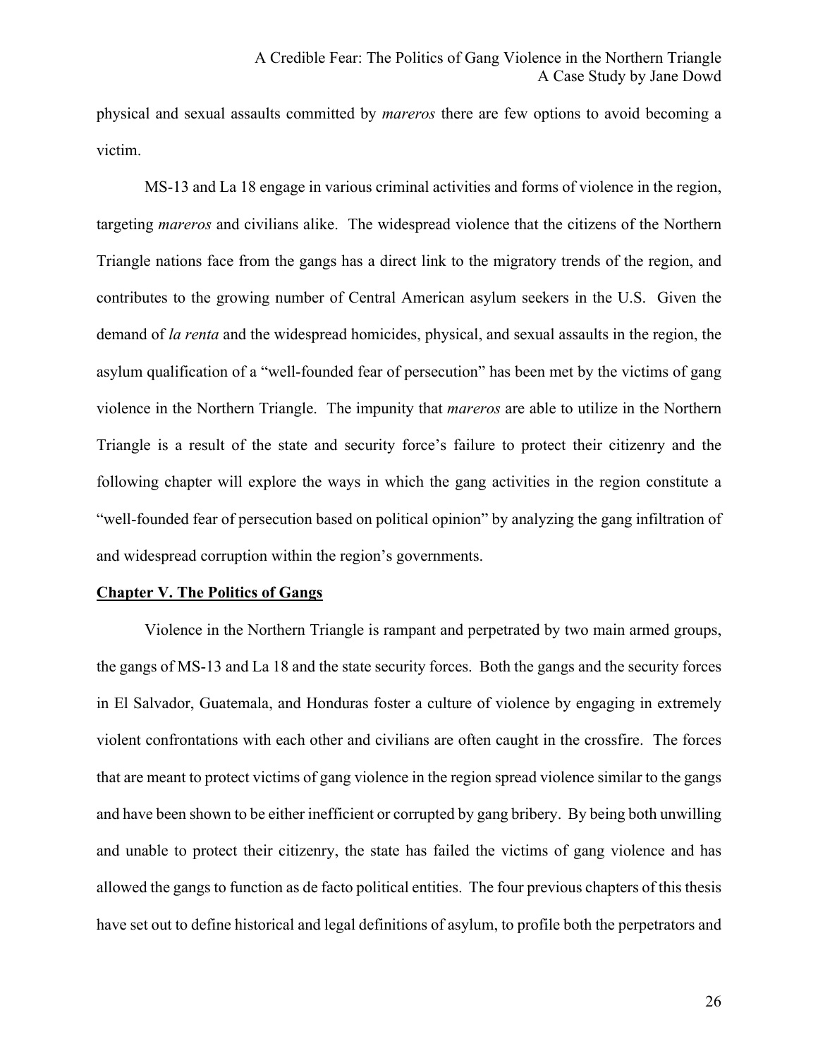physical and sexual assaults committed by *mareros* there are few options to avoid becoming a victim.

MS-13 and La 18 engage in various criminal activities and forms of violence in the region, targeting *mareros* and civilians alike. The widespread violence that the citizens of the Northern Triangle nations face from the gangs has a direct link to the migratory trends of the region, and contributes to the growing number of Central American asylum seekers in the U.S. Given the demand of *la renta* and the widespread homicides, physical, and sexual assaults in the region, the asylum qualification of a "well-founded fear of persecution" has been met by the victims of gang violence in the Northern Triangle. The impunity that *mareros* are able to utilize in the Northern Triangle is a result of the state and security force's failure to protect their citizenry and the following chapter will explore the ways in which the gang activities in the region constitute a "well-founded fear of persecution based on political opinion" by analyzing the gang infiltration of and widespread corruption within the region's governments.

## Chapter V. The Politics of Gangs

Violence in the Northern Triangle is rampant and perpetrated by two main armed groups, the gangs of MS-13 and La 18 and the state security forces. Both the gangs and the security forces in El Salvador, Guatemala, and Honduras foster a culture of violence by engaging in extremely violent confrontations with each other and civilians are often caught in the crossfire. The forces that are meant to protect victims of gang violence in the region spread violence similar to the gangs and have been shown to be either inefficient or corrupted by gang bribery. By being both unwilling and unable to protect their citizenry, the state has failed the victims of gang violence and has allowed the gangs to function as de facto political entities. The four previous chapters of this thesis have set out to define historical and legal definitions of asylum, to profile both the perpetrators and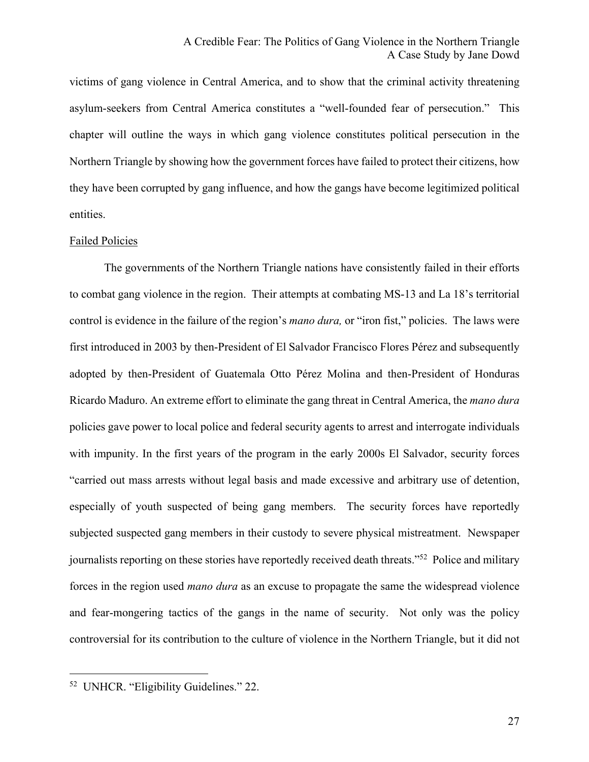victims of gang violence in Central America, and to show that the criminal activity threatening asylum-seekers from Central America constitutes a "well-founded fear of persecution." This chapter will outline the ways in which gang violence constitutes political persecution in the Northern Triangle by showing how the government forces have failed to protect their citizens, how they have been corrupted by gang influence, and how the gangs have become legitimized political entities.

Failed Policies

The governments of the Northern Triangle nations have consistently failed in their efforts to combat gang violence in the region. Their attempts at combating MS-13 and La 18's territorial control is evidence in the failure of the region's *mano dura,* or "iron fist," policies. The laws were first introduced in 2003 by then-President of El Salvador Francisco Flores Pérez and subsequently adopted by then-President of Guatemala Otto Pérez Molina and then-President of Honduras Ricardo Maduro. An extreme effort to eliminate the gang threat in Central America, the *mano dura* policies gave power to local police and federal security agents to arrest and interrogate individuals with impunity. In the first years of the program in the early 2000s El Salvador, security forces "carried out mass arrests without legal basis and made excessive and arbitrary use of detention, especially of youth suspected of being gang members. The security forces have reportedly subjected suspected gang members in their custody to severe physical mistreatment. Newspaper journalists reporting on these stories have reportedly received death threats."[52] Police and military forces in the region used *mano dura* as an excuse to propagate the same the widespread violence and fear-mongering tactics of the gangs in the name of security. Not only was the policy controversial for its contribution to the culture of violence in the Northern Triangle, but it did not

---

[52] UNHCR. "Eligibility Guidelines." 22.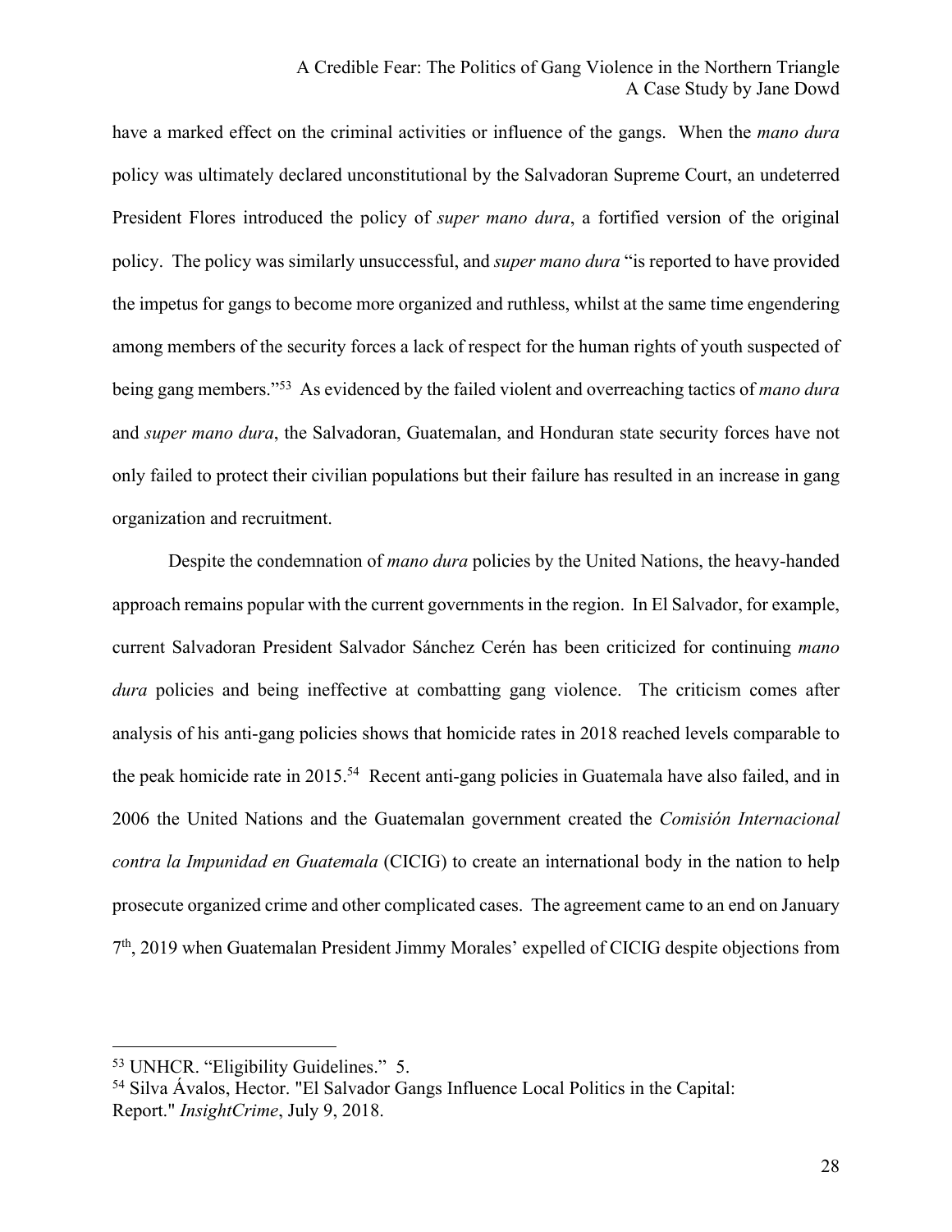have a marked effect on the criminal activities or influence of the gangs. When the *mano dura* policy was ultimately declared unconstitutional by the Salvadoran Supreme Court, an undeterred President Flores introduced the policy of *super mano dura*, a fortified version of the original policy. The policy was similarly unsuccessful, and *super mano dura* "is reported to have provided the impetus for gangs to become more organized and ruthless, whilst at the same time engendering among members of the security forces a lack of respect for the human rights of youth suspected of being gang members."[53] As evidenced by the failed violent and overreaching tactics of *mano dura* and *super mano dura*, the Salvadoran, Guatemalan, and Honduran state security forces have not only failed to protect their civilian populations but their failure has resulted in an increase in gang organization and recruitment.

Despite the condemnation of *mano dura* policies by the United Nations, the heavy-handed approach remains popular with the current governments in the region. In El Salvador, for example, current Salvadoran President Salvador Sánchez Cerén has been criticized for continuing *mano dura* policies and being ineffective at combatting gang violence. The criticism comes after analysis of his anti-gang policies shows that homicide rates in 2018 reached levels comparable to the peak homicide rate in 2015.[54] Recent anti-gang policies in Guatemala have also failed, and in 2006 the United Nations and the Guatemalan government created the *Comisión Internacional contra la Impunidad en Guatemala* (CICIG) to create an international body in the nation to help prosecute organized crime and other complicated cases. The agreement came to an end on January 7th, 2019 when Guatemalan President Jimmy Morales' expelled of CICIG despite objections from

---

[53] UNHCR. "Eligibility Guidelines." 5.

[54] Silva Ávalos, Hector. "El Salvador Gangs Influence Local Politics in the Capital: Report." *InsightCrime*, July 9, 2018.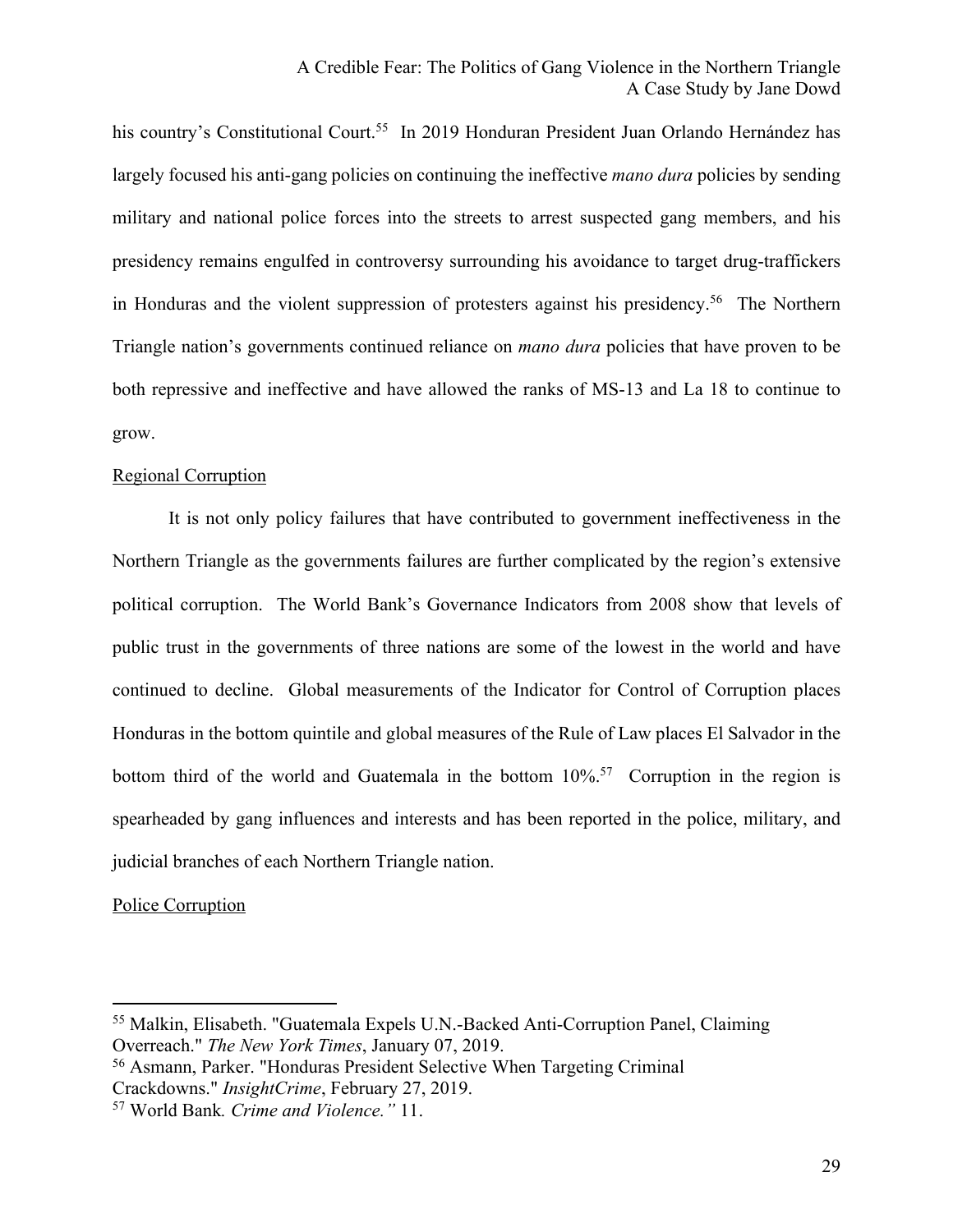his country's Constitutional Court.[55] In 2019 Honduran President Juan Orlando Hernández has largely focused his anti-gang policies on continuing the ineffective *mano dura* policies by sending military and national police forces into the streets to arrest suspected gang members, and his presidency remains engulfed in controversy surrounding his avoidance to target drug-traffickers in Honduras and the violent suppression of protesters against his presidency.[56] The Northern Triangle nation's governments continued reliance on *mano dura* policies that have proven to be both repressive and ineffective and have allowed the ranks of MS-13 and La 18 to continue to grow.

## Regional Corruption

It is not only policy failures that have contributed to government ineffectiveness in the Northern Triangle as the governments failures are further complicated by the region's extensive political corruption. The World Bank's Governance Indicators from 2008 show that levels of public trust in the governments of three nations are some of the lowest in the world and have continued to decline. Global measurements of the Indicator for Control of Corruption places Honduras in the bottom quintile and global measures of the Rule of Law places El Salvador in the bottom third of the world and Guatemala in the bottom 10%.[57] Corruption in the region is spearheaded by gang influences and interests and has been reported in the police, military, and judicial branches of each Northern Triangle nation.

## Police Corruption

---

[55] Malkin, Elisabeth. "Guatemala Expels U.N.-Backed Anti-Corruption Panel, Claiming Overreach." *The New York Times*, January 07, 2019.

[56] Asmann, Parker. "Honduras President Selective When Targeting Criminal Crackdowns." *InsightCrime*, February 27, 2019.

[57] World Bank *Crime and Violence."* 11.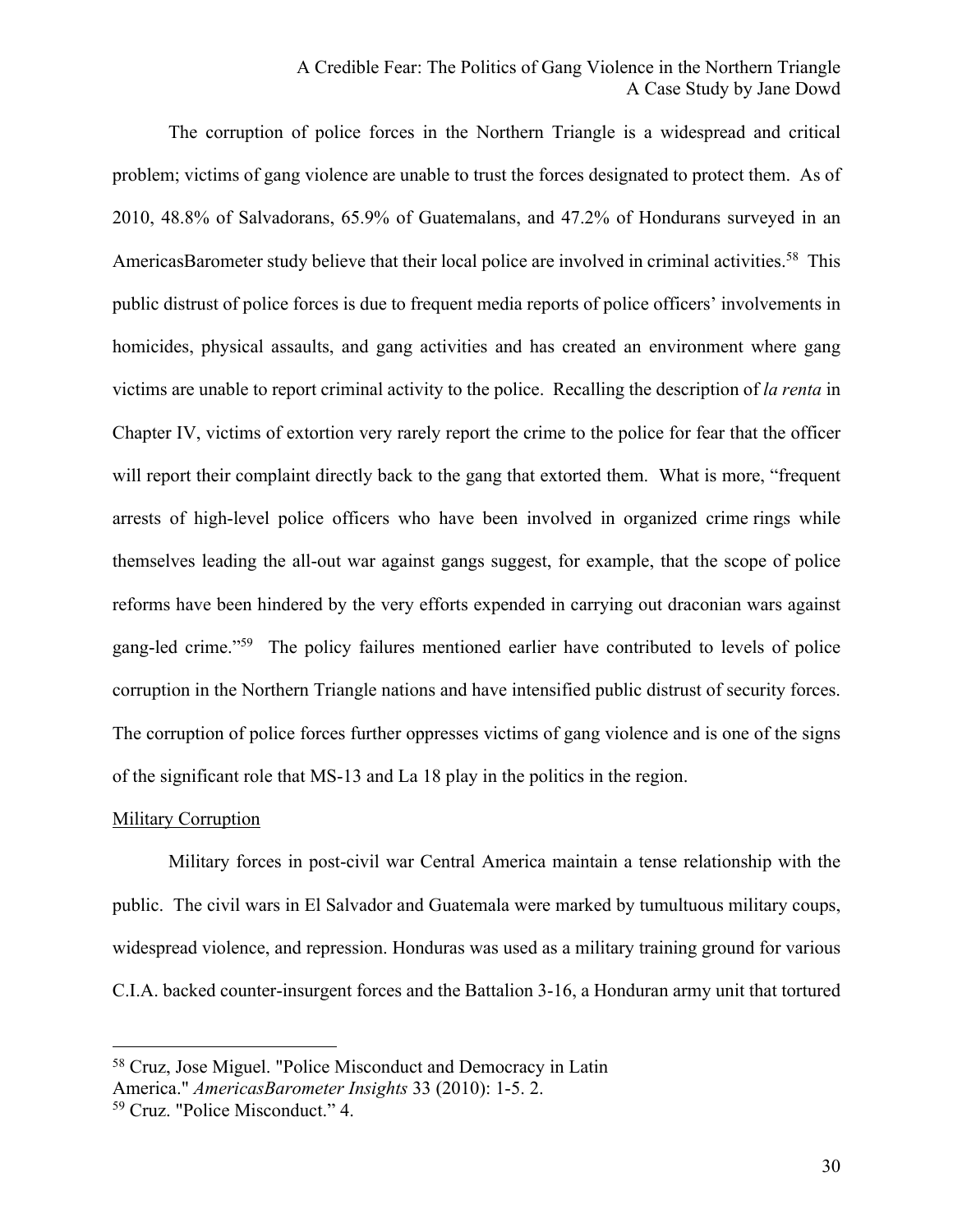The corruption of police forces in the Northern Triangle is a widespread and critical problem; victims of gang violence are unable to trust the forces designated to protect them. As of 2010, 48.8% of Salvadorans, 65.9% of Guatemalans, and 47.2% of Hondurans surveyed in an AmericasBarometer study believe that their local police are involved in criminal activities.[58] This public distrust of police forces is due to frequent media reports of police officers' involvements in homicides, physical assaults, and gang activities and has created an environment where gang victims are unable to report criminal activity to the police. Recalling the description of *la renta* in Chapter IV, victims of extortion very rarely report the crime to the police for fear that the officer will report their complaint directly back to the gang that extorted them. What is more, "frequent arrests of high-level police officers who have been involved in organized crime rings while themselves leading the all-out war against gangs suggest, for example, that the scope of police reforms have been hindered by the very efforts expended in carrying out draconian wars against gang-led crime."[59] The policy failures mentioned earlier have contributed to levels of police corruption in the Northern Triangle nations and have intensified public distrust of security forces. The corruption of police forces further oppresses victims of gang violence and is one of the signs of the significant role that MS-13 and La 18 play in the politics in the region.

<u>Military Corruption</u>

Military forces in post-civil war Central America maintain a tense relationship with the public. The civil wars in El Salvador and Guatemala were marked by tumultuous military coups, widespread violence, and repression. Honduras was used as a military training ground for various C.I.A. backed counter-insurgent forces and the Battalion 3-16, a Honduran army unit that tortured

---

[58] Cruz, Jose Miguel. "Police Misconduct and Democracy in Latin America." *AmericasBarometer Insights* 33 (2010): 1-5. 2.

[59] Cruz. "Police Misconduct." 4.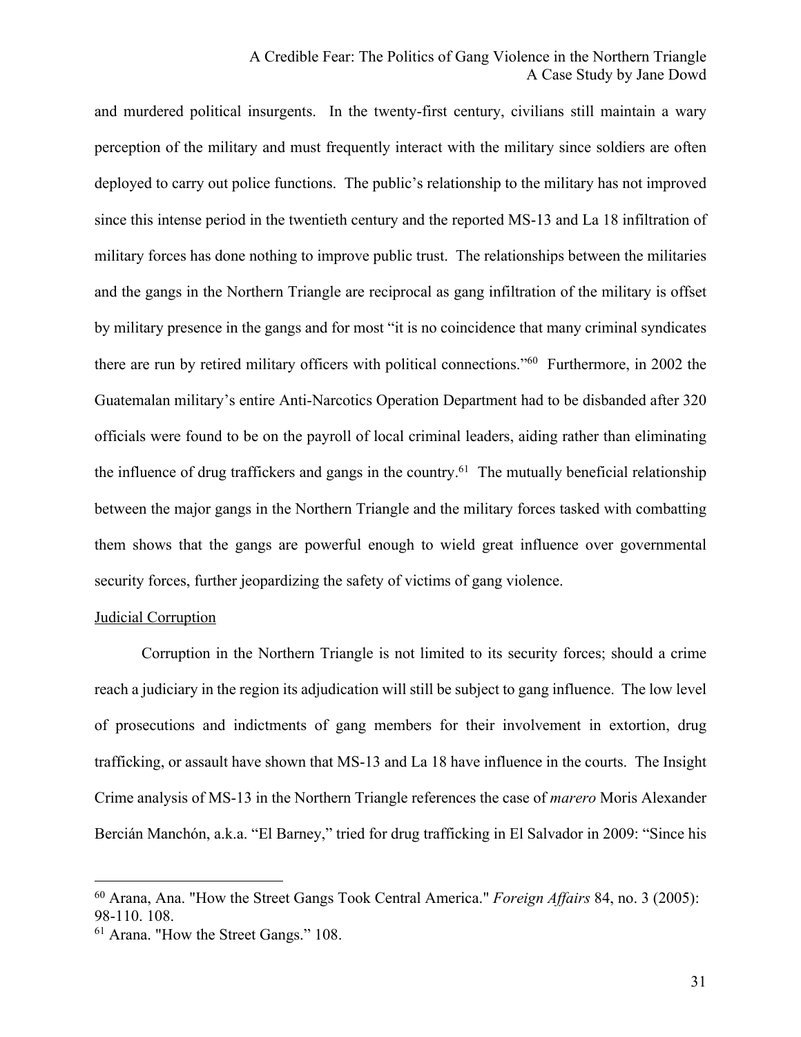and murdered political insurgents. In the twenty-first century, civilians still maintain a wary perception of the military and must frequently interact with the military since soldiers are often deployed to carry out police functions. The public's relationship to the military has not improved since this intense period in the twentieth century and the reported MS-13 and La 18 infiltration of military forces has done nothing to improve public trust. The relationships between the militaries and the gangs in the Northern Triangle are reciprocal as gang infiltration of the military is offset by military presence in the gangs and for most "it is no coincidence that many criminal syndicates there are run by retired military officers with political connections."[60] Furthermore, in 2002 the Guatemalan military's entire Anti-Narcotics Operation Department had to be disbanded after 320 officials were found to be on the payroll of local criminal leaders, aiding rather than eliminating the influence of drug traffickers and gangs in the country.[61] The mutually beneficial relationship between the major gangs in the Northern Triangle and the military forces tasked with combatting them shows that the gangs are powerful enough to wield great influence over governmental security forces, further jeopardizing the safety of victims of gang violence.

<u>Judicial Corruption</u>

Corruption in the Northern Triangle is not limited to its security forces; should a crime reach a judiciary in the region its adjudication will still be subject to gang influence. The low level of prosecutions and indictments of gang members for their involvement in extortion, drug trafficking, or assault have shown that MS-13 and La 18 have influence in the courts. The Insight Crime analysis of MS-13 in the Northern Triangle references the case of *marero* Moris Alexander Bercián Manchón, a.k.a. "El Barney," tried for drug trafficking in El Salvador in 2009: "Since his

---

[60] Arana, Ana. "How the Street Gangs Took Central America." *Foreign Affairs* 84, no. 3 (2005): 98-110. 108.

[61] Arana. "How the Street Gangs." 108.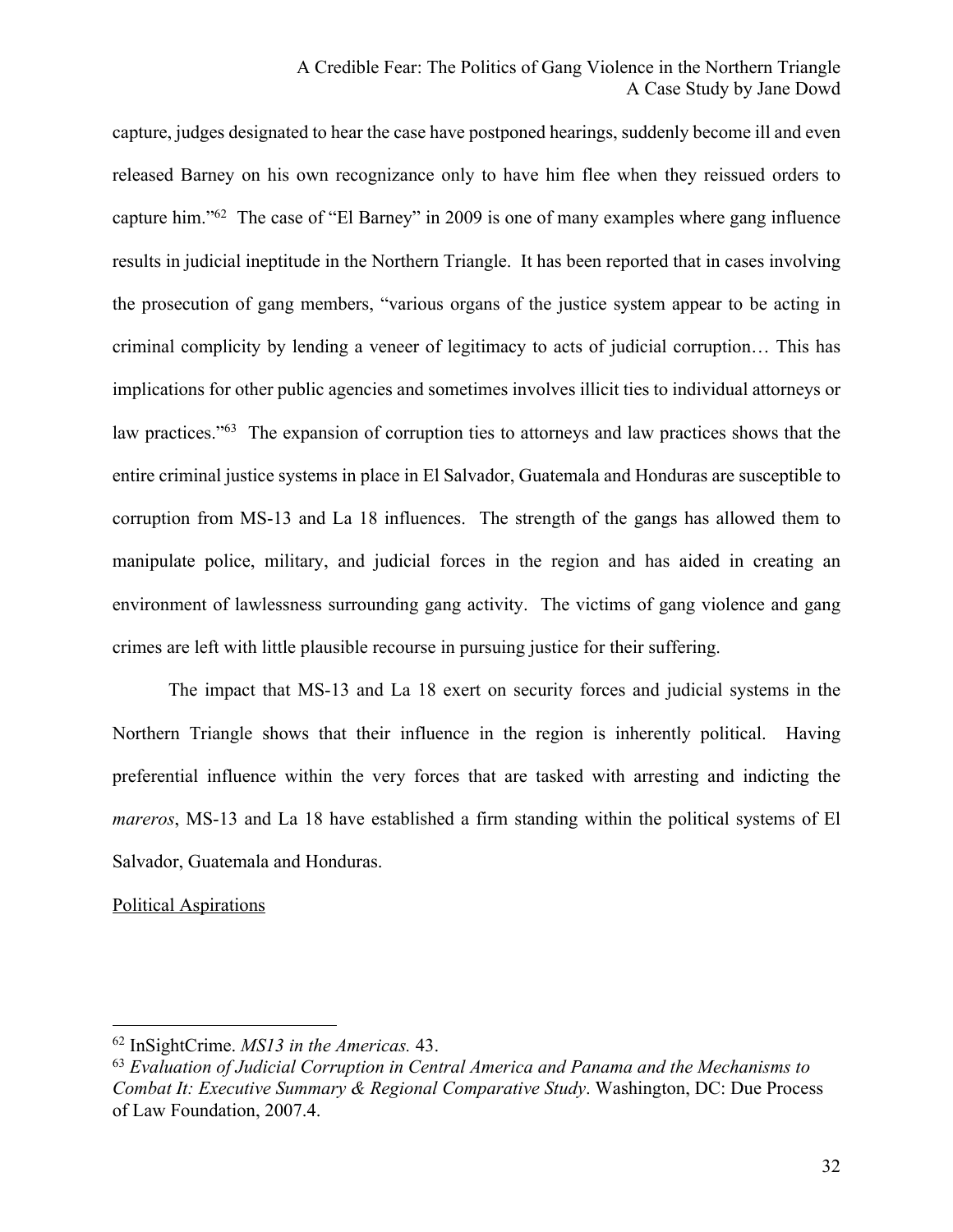capture, judges designated to hear the case have postponed hearings, suddenly become ill and even released Barney on his own recognizance only to have him flee when they reissued orders to capture him."[62] The case of "El Barney" in 2009 is one of many examples where gang influence results in judicial ineptitude in the Northern Triangle. It has been reported that in cases involving the prosecution of gang members, "various organs of the justice system appear to be acting in criminal complicity by lending a veneer of legitimacy to acts of judicial corruption… This has implications for other public agencies and sometimes involves illicit ties to individual attorneys or law practices."[63] The expansion of corruption ties to attorneys and law practices shows that the entire criminal justice systems in place in El Salvador, Guatemala and Honduras are susceptible to corruption from MS-13 and La 18 influences. The strength of the gangs has allowed them to manipulate police, military, and judicial forces in the region and has aided in creating an environment of lawlessness surrounding gang activity. The victims of gang violence and gang crimes are left with little plausible recourse in pursuing justice for their suffering.

The impact that MS-13 and La 18 exert on security forces and judicial systems in the Northern Triangle shows that their influence in the region is inherently political. Having preferential influence within the very forces that are tasked with arresting and indicting the *mareros*, MS-13 and La 18 have established a firm standing within the political systems of El Salvador, Guatemala and Honduras.

<u>Political Aspirations</u>

---

[62] InSightCrime. *MS13 in the Americas.* 43.

[63] *Evaluation of Judicial Corruption in Central America and Panama and the Mechanisms to Combat It: Executive Summary & Regional Comparative Study*. Washington, DC: Due Process of Law Foundation, 2007.4.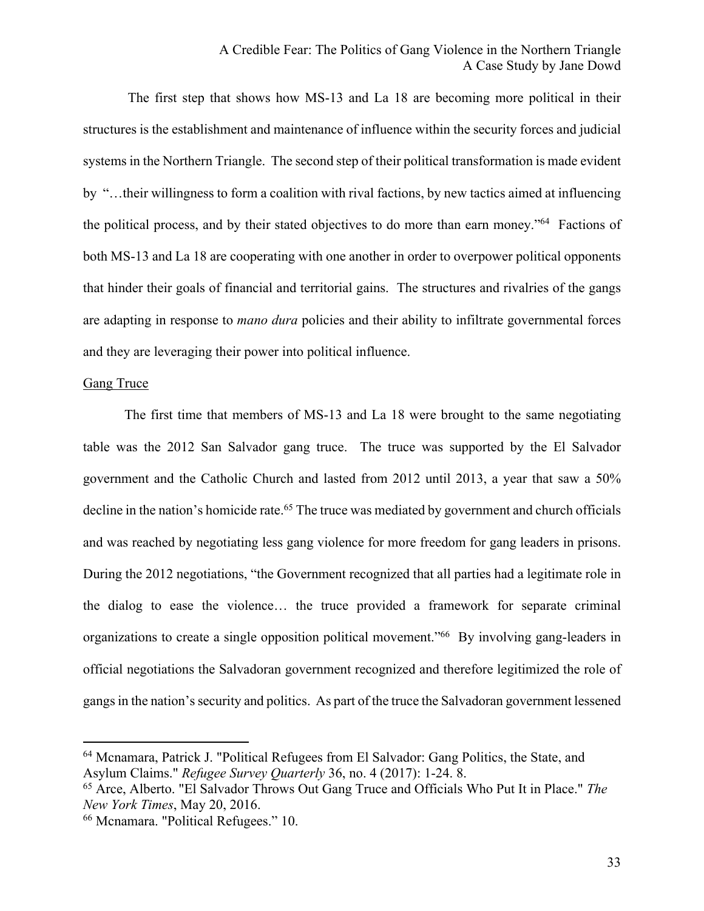The first step that shows how MS-13 and La 18 are becoming more political in their structures is the establishment and maintenance of influence within the security forces and judicial systems in the Northern Triangle. The second step of their political transformation is made evident by "…their willingness to form a coalition with rival factions, by new tactics aimed at influencing the political process, and by their stated objectives to do more than earn money."[64] Factions of both MS-13 and La 18 are cooperating with one another in order to overpower political opponents that hinder their goals of financial and territorial gains. The structures and rivalries of the gangs are adapting in response to *mano dura* policies and their ability to infiltrate governmental forces and they are leveraging their power into political influence.

Gang Truce

The first time that members of MS-13 and La 18 were brought to the same negotiating table was the 2012 San Salvador gang truce. The truce was supported by the El Salvador government and the Catholic Church and lasted from 2012 until 2013, a year that saw a 50% decline in the nation's homicide rate.[65] The truce was mediated by government and church officials and was reached by negotiating less gang violence for more freedom for gang leaders in prisons. During the 2012 negotiations, "the Government recognized that all parties had a legitimate role in the dialog to ease the violence… the truce provided a framework for separate criminal organizations to create a single opposition political movement."[66] By involving gang-leaders in official negotiations the Salvadoran government recognized and therefore legitimized the role of gangs in the nation's security and politics. As part of the truce the Salvadoran government lessened

---

[64] Mcnamara, Patrick J. "Political Refugees from El Salvador: Gang Politics, the State, and Asylum Claims." *Refugee Survey Quarterly* 36, no. 4 (2017): 1-24. 8.

[65] Arce, Alberto. "El Salvador Throws Out Gang Truce and Officials Who Put It in Place." *The New York Times*, May 20, 2016.

[66] Mcnamara. "Political Refugees." 10.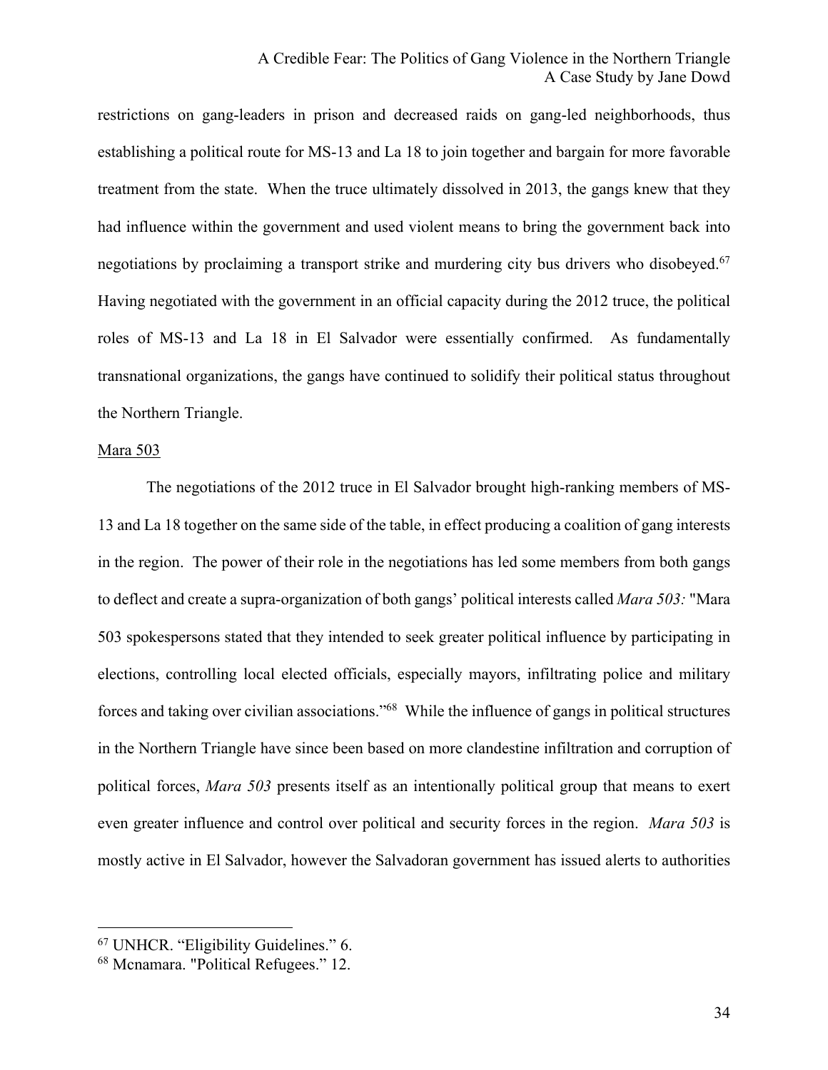restrictions on gang-leaders in prison and decreased raids on gang-led neighborhoods, thus establishing a political route for MS-13 and La 18 to join together and bargain for more favorable treatment from the state. When the truce ultimately dissolved in 2013, the gangs knew that they had influence within the government and used violent means to bring the government back into negotiations by proclaiming a transport strike and murdering city bus drivers who disobeyed.[67] Having negotiated with the government in an official capacity during the 2012 truce, the political roles of MS-13 and La 18 in El Salvador were essentially confirmed. As fundamentally transnational organizations, the gangs have continued to solidify their political status throughout the Northern Triangle.

<u>Mara 503</u>

The negotiations of the 2012 truce in El Salvador brought high-ranking members of MS-13 and La 18 together on the same side of the table, in effect producing a coalition of gang interests in the region. The power of their role in the negotiations has led some members from both gangs to deflect and create a supra-organization of both gangs' political interests called *Mara 503:* "Mara 503 spokespersons stated that they intended to seek greater political influence by participating in elections, controlling local elected officials, especially mayors, infiltrating police and military forces and taking over civilian associations."[68] While the influence of gangs in political structures in the Northern Triangle have since been based on more clandestine infiltration and corruption of political forces, *Mara 503* presents itself as an intentionally political group that means to exert even greater influence and control over political and security forces in the region. *Mara 503* is mostly active in El Salvador, however the Salvadoran government has issued alerts to authorities

---

[67] UNHCR. "Eligibility Guidelines." 6.

[68] Mcnamara. "Political Refugees." 12.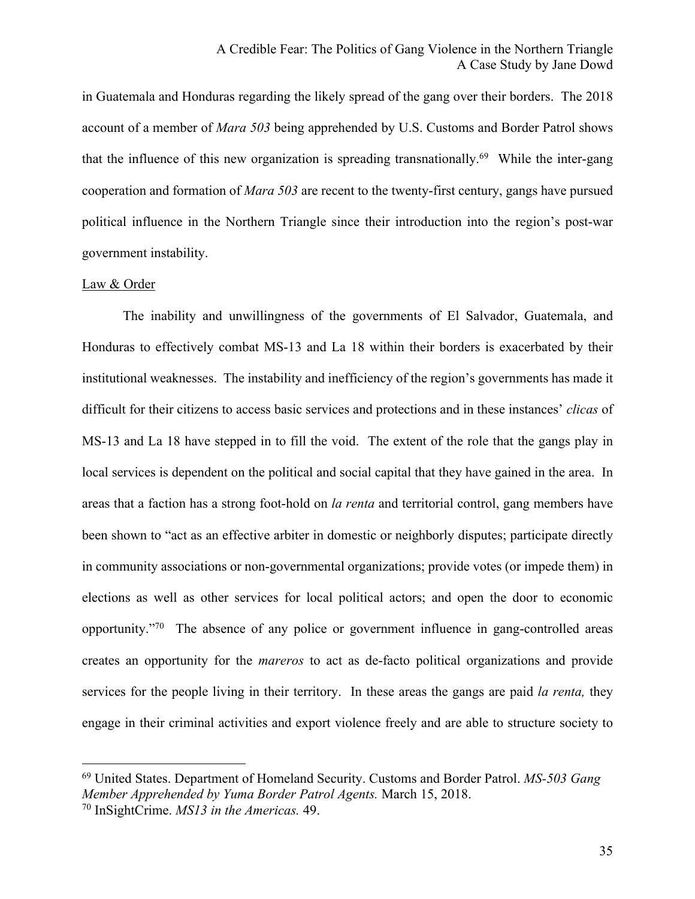in Guatemala and Honduras regarding the likely spread of the gang over their borders. The 2018 account of a member of *Mara 503* being apprehended by U.S. Customs and Border Patrol shows that the influence of this new organization is spreading transnationally.[69] While the inter-gang cooperation and formation of *Mara 503* are recent to the twenty-first century, gangs have pursued political influence in the Northern Triangle since their introduction into the region's post-war government instability.

Law & Order

The inability and unwillingness of the governments of El Salvador, Guatemala, and Honduras to effectively combat MS-13 and La 18 within their borders is exacerbated by their institutional weaknesses. The instability and inefficiency of the region's governments has made it difficult for their citizens to access basic services and protections and in these instances' *clicas* of MS-13 and La 18 have stepped in to fill the void. The extent of the role that the gangs play in local services is dependent on the political and social capital that they have gained in the area. In areas that a faction has a strong foot-hold on *la renta* and territorial control, gang members have been shown to "act as an effective arbiter in domestic or neighborly disputes; participate directly in community associations or non-governmental organizations; provide votes (or impede them) in elections as well as other services for local political actors; and open the door to economic opportunity."[70] The absence of any police or government influence in gang-controlled areas creates an opportunity for the *mareros* to act as de-facto political organizations and provide services for the people living in their territory. In these areas the gangs are paid *la renta,* they engage in their criminal activities and export violence freely and are able to structure society to

---

[69] United States. Department of Homeland Security. Customs and Border Patrol. *MS-503 Gang Member Apprehended by Yuma Border Patrol Agents.* March 15, 2018.

[70] InSightCrime. *MS13 in the Americas.* 49.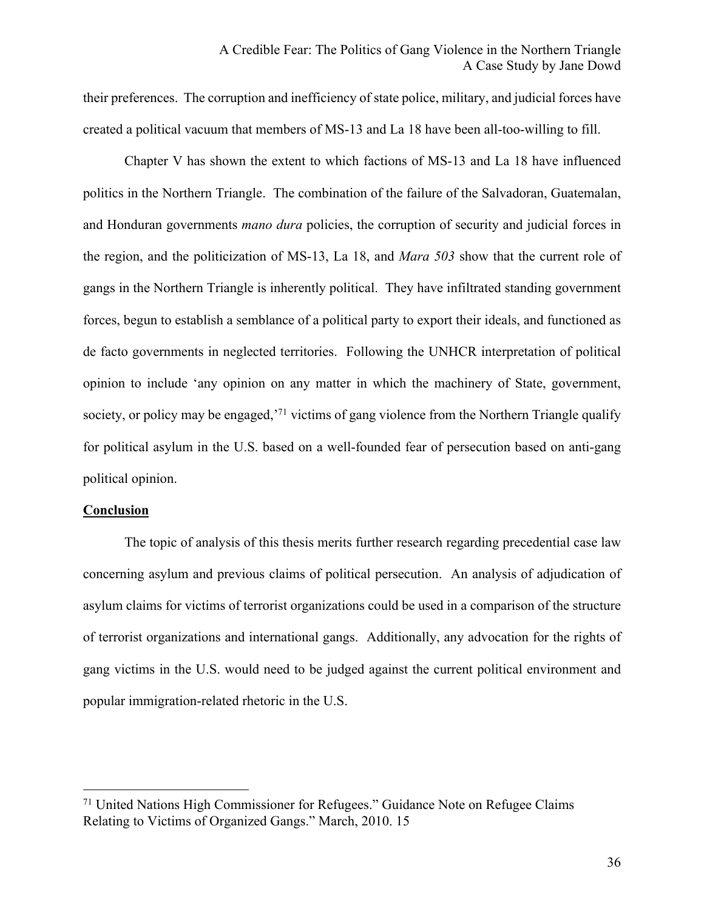their preferences. The corruption and inefficiency of state police, military, and judicial forces have created a political vacuum that members of MS-13 and La 18 have been all-too-willing to fill.

Chapter V has shown the extent to which factions of MS-13 and La 18 have influenced politics in the Northern Triangle. The combination of the failure of the Salvadoran, Guatemalan, and Honduran governments *mano dura* policies, the corruption of security and judicial forces in the region, and the politicization of MS-13, La 18, and *Mara 503* show that the current role of gangs in the Northern Triangle is inherently political. They have infiltrated standing government forces, begun to establish a semblance of a political party to export their ideals, and functioned as de facto governments in neglected territories. Following the UNHCR interpretation of political opinion to include 'any opinion on any matter in which the machinery of State, government, society, or policy may be engaged,'[71] victims of gang violence from the Northern Triangle qualify for political asylum in the U.S. based on a well-founded fear of persecution based on anti-gang political opinion.

## Conclusion

The topic of analysis of this thesis merits further research regarding precedential case law concerning asylum and previous claims of political persecution. An analysis of adjudication of asylum claims for victims of terrorist organizations could be used in a comparison of the structure of terrorist organizations and international gangs. Additionally, any advocation for the rights of gang victims in the U.S. would need to be judged against the current political environment and popular immigration-related rhetoric in the U.S.

---

[71] United Nations High Commissioner for Refugees." Guidance Note on Refugee Claims Relating to Victims of Organized Gangs." March, 2010. 15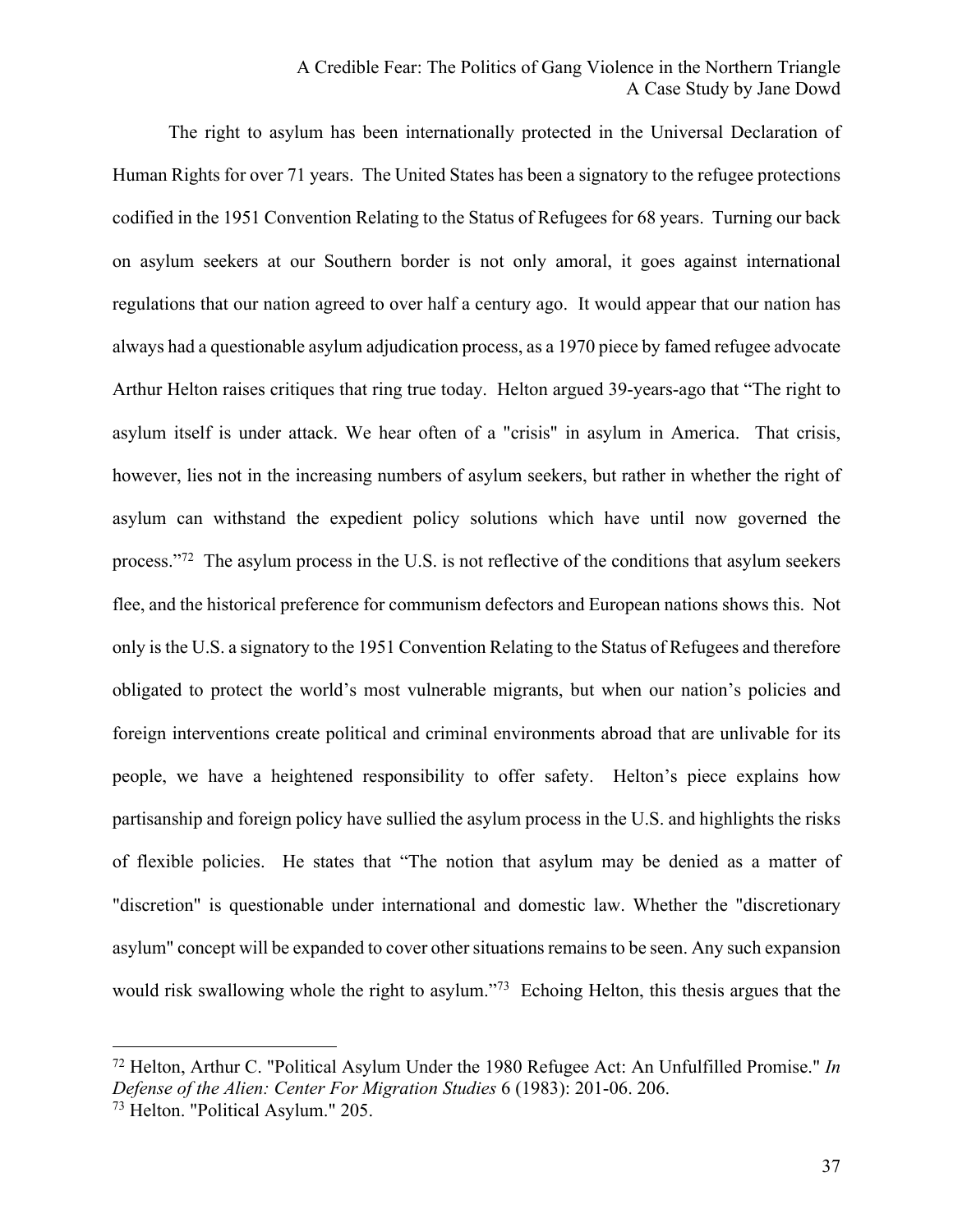The right to asylum has been internationally protected in the Universal Declaration of Human Rights for over 71 years. The United States has been a signatory to the refugee protections codified in the 1951 Convention Relating to the Status of Refugees for 68 years. Turning our back on asylum seekers at our Southern border is not only amoral, it goes against international regulations that our nation agreed to over half a century ago. It would appear that our nation has always had a questionable asylum adjudication process, as a 1970 piece by famed refugee advocate Arthur Helton raises critiques that ring true today. Helton argued 39-years-ago that "The right to asylum itself is under attack. We hear often of a "crisis" in asylum in America. That crisis, however, lies not in the increasing numbers of asylum seekers, but rather in whether the right of asylum can withstand the expedient policy solutions which have until now governed the process."[72] The asylum process in the U.S. is not reflective of the conditions that asylum seekers flee, and the historical preference for communism defectors and European nations shows this. Not only is the U.S. a signatory to the 1951 Convention Relating to the Status of Refugees and therefore obligated to protect the world's most vulnerable migrants, but when our nation's policies and foreign interventions create political and criminal environments abroad that are unlivable for its people, we have a heightened responsibility to offer safety. Helton's piece explains how partisanship and foreign policy have sullied the asylum process in the U.S. and highlights the risks of flexible policies. He states that "The notion that asylum may be denied as a matter of "discretion" is questionable under international and domestic law. Whether the "discretionary asylum" concept will be expanded to cover other situations remains to be seen. Any such expansion would risk swallowing whole the right to asylum."[73] Echoing Helton, this thesis argues that the

---

[72] Helton, Arthur C. "Political Asylum Under the 1980 Refugee Act: An Unfulfilled Promise." *In Defense of the Alien: Center For Migration Studies* 6 (1983): 201-06. 206.

[73] Helton. "Political Asylum." 205.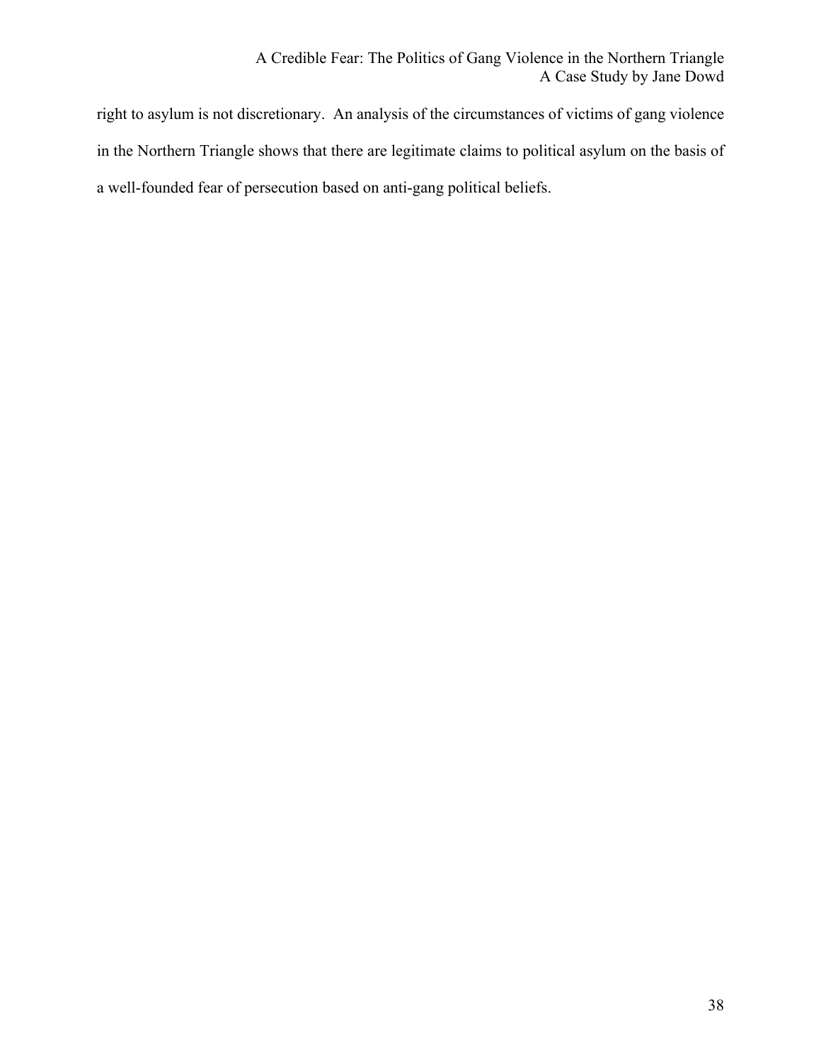right to asylum is not discretionary. An analysis of the circumstances of victims of gang violence in the Northern Triangle shows that there are legitimate claims to political asylum on the basis of a well-founded fear of persecution based on anti-gang political beliefs.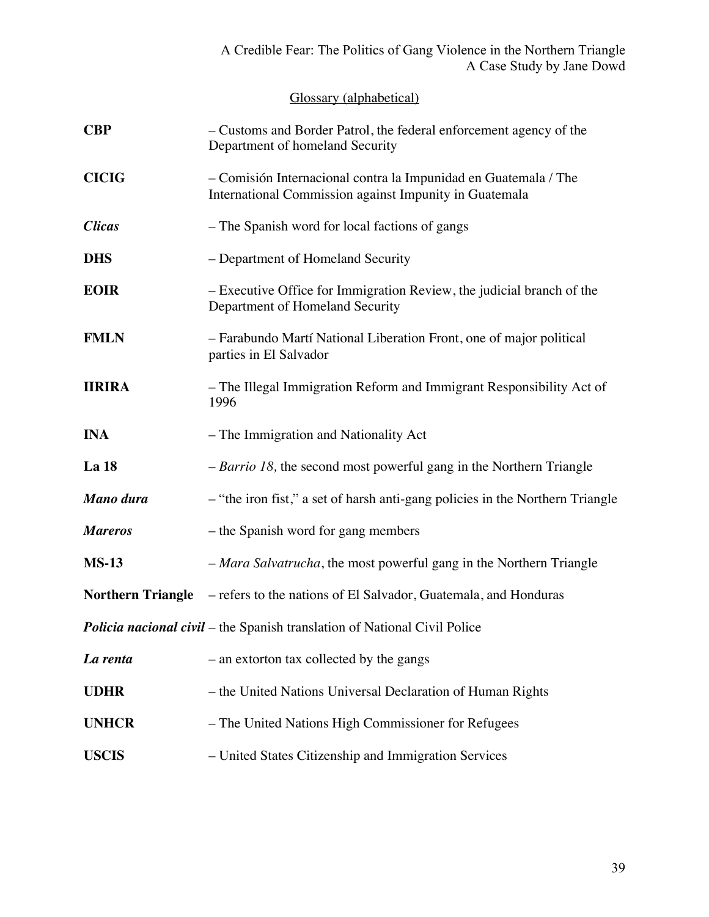## Glossary (alphabetical)

**CBP** – Customs and Border Patrol, the federal enforcement agency of the Department of homeland Security

**CICIG** – Comisión Internacional contra la Impunidad en Guatemala / The International Commission against Impunity in Guatemala

***Clicas*** – The Spanish word for local factions of gangs

**DHS** – Department of Homeland Security

**EOIR** – Executive Office for Immigration Review, the judicial branch of the Department of Homeland Security

**FMLN** – Farabundo Martí National Liberation Front, one of major political parties in El Salvador

**IIRIRA** – The Illegal Immigration Reform and Immigrant Responsibility Act of 1996

**INA** – The Immigration and Nationality Act

**La 18** – *Barrio 18,* the second most powerful gang in the Northern Triangle

***Mano dura*** – "the iron fist," a set of harsh anti-gang policies in the Northern Triangle

***Mareros*** – the Spanish word for gang members

**MS-13** – *Mara Salvatrucha*, the most powerful gang in the Northern Triangle

**Northern Triangle** – refers to the nations of El Salvador, Guatemala, and Honduras

***Policia nacional civil*** – the Spanish translation of National Civil Police

***La renta*** – an extorton tax collected by the gangs

**UDHR** – the United Nations Universal Declaration of Human Rights

**UNHCR** – The United Nations High Commissioner for Refugees

**USCIS** – United States Citizenship and Immigration Services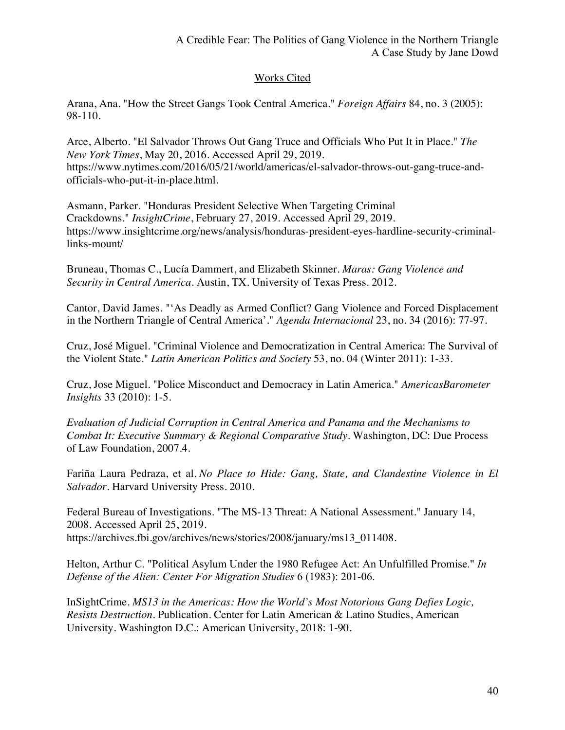## Works Cited

Arana, Ana. "How the Street Gangs Took Central America." *Foreign Affairs* 84, no. 3 (2005): 98-110.

Arce, Alberto. "El Salvador Throws Out Gang Truce and Officials Who Put It in Place." *The New York Times*, May 20, 2016. Accessed April 29, 2019. https://www.nytimes.com/2016/05/21/world/americas/el-salvador-throws-out-gang-truce-and-officials-who-put-it-in-place.html.

Asmann, Parker. "Honduras President Selective When Targeting Criminal Crackdowns." *InsightCrime*, February 27, 2019. Accessed April 29, 2019. https://www.insightcrime.org/news/analysis/honduras-president-eyes-hardline-security-criminal-links-mount/

Bruneau, Thomas C., Lucía Dammert, and Elizabeth Skinner. *Maras: Gang Violence and Security in Central America*. Austin, TX. University of Texas Press. 2012.

Cantor, David James. "'As Deadly as Armed Conflict? Gang Violence and Forced Displacement in the Northern Triangle of Central America'." *Agenda Internacional* 23, no. 34 (2016): 77-97.

Cruz, José Miguel. "Criminal Violence and Democratization in Central America: The Survival of the Violent State." *Latin American Politics and Society* 53, no. 04 (Winter 2011): 1-33.

Cruz, Jose Miguel. "Police Misconduct and Democracy in Latin America." *AmericasBarometer Insights* 33 (2010): 1-5.

*Evaluation of Judicial Corruption in Central America and Panama and the Mechanisms to Combat It: Executive Summary & Regional Comparative Study*. Washington, DC: Due Process of Law Foundation, 2007.4.

Fariña Laura Pedraza, et al. *No Place to Hide: Gang, State, and Clandestine Violence in El Salvador*. Harvard University Press. 2010.

Federal Bureau of Investigations. "The MS-13 Threat: A National Assessment." January 14, 2008. Accessed April 25, 2019. https://archives.fbi.gov/archives/news/stories/2008/january/ms13_011408.

Helton, Arthur C. "Political Asylum Under the 1980 Refugee Act: An Unfulfilled Promise." *In Defense of the Alien: Center For Migration Studies* 6 (1983): 201-06.

InSightCrime. *MS13 in the Americas: How the World's Most Notorious Gang Defies Logic, Resists Destruction*. Publication. Center for Latin American & Latino Studies, American University. Washington D.C.: American University, 2018: 1-90.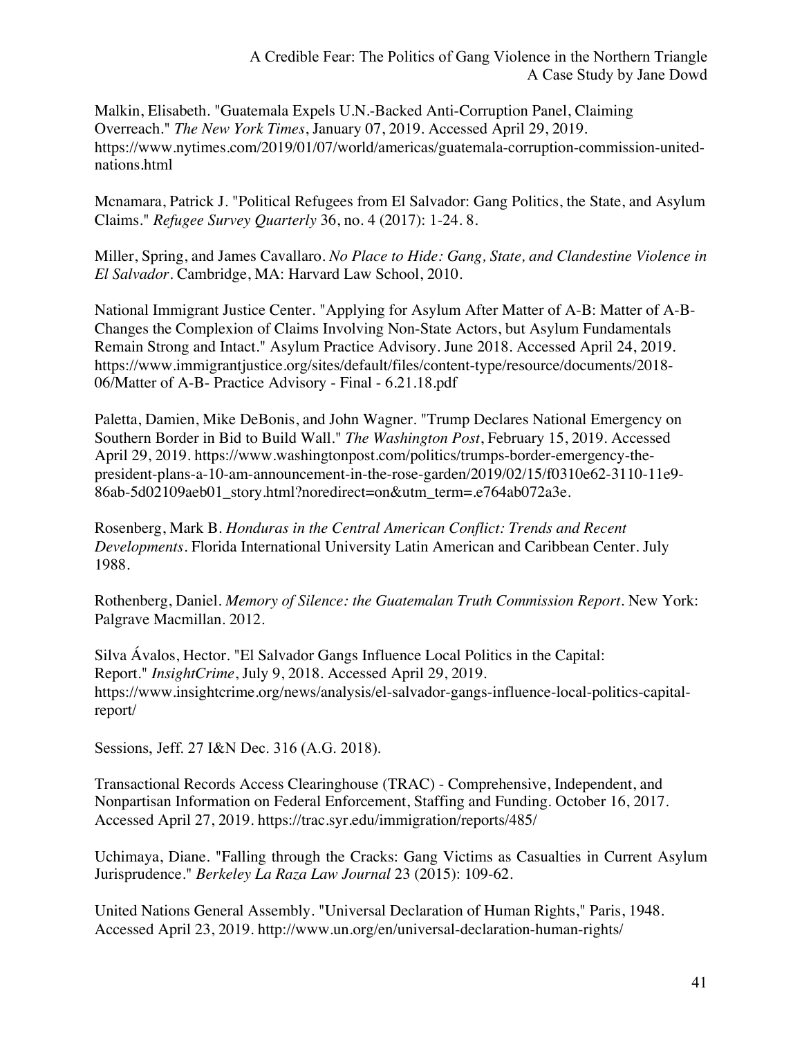Malkin, Elisabeth. "Guatemala Expels U.N.-Backed Anti-Corruption Panel, Claiming Overreach." *The New York Times*, January 07, 2019. Accessed April 29, 2019. https://www.nytimes.com/2019/01/07/world/americas/guatemala-corruption-commission-united-nations.html

Mcnamara, Patrick J. "Political Refugees from El Salvador: Gang Politics, the State, and Asylum Claims." *Refugee Survey Quarterly* 36, no. 4 (2017): 1-24. 8.

Miller, Spring, and James Cavallaro. *No Place to Hide: Gang, State, and Clandestine Violence in El Salvador*. Cambridge, MA: Harvard Law School, 2010.

National Immigrant Justice Center. "Applying for Asylum After Matter of A-B: Matter of A-B- Changes the Complexion of Claims Involving Non-State Actors, but Asylum Fundamentals Remain Strong and Intact." Asylum Practice Advisory. June 2018. Accessed April 24, 2019. https://www.immigrantjustice.org/sites/default/files/content-type/resource/documents/2018-06/Matter of A-B- Practice Advisory - Final - 6.21.18.pdf

Paletta, Damien, Mike DeBonis, and John Wagner. "Trump Declares National Emergency on Southern Border in Bid to Build Wall." *The Washington Post*, February 15, 2019. Accessed April 29, 2019. https://www.washingtonpost.com/politics/trumps-border-emergency-the-president-plans-a-10-am-announcement-in-the-rose-garden/2019/02/15/f0310e62-3110-11e9-86ab-5d02109aeb01_story.html?noredirect=on&utm_term=.e764ab072a3e.

Rosenberg, Mark B. *Honduras in the Central American Conflict: Trends and Recent Developments*. Florida International University Latin American and Caribbean Center. July 1988.

Rothenberg, Daniel. *Memory of Silence: the Guatemalan Truth Commission Report*. New York: Palgrave Macmillan. 2012.

Silva Ávalos, Hector. "El Salvador Gangs Influence Local Politics in the Capital: Report." *InsightCrime*, July 9, 2018. Accessed April 29, 2019. https://www.insightcrime.org/news/analysis/el-salvador-gangs-influence-local-politics-capital-report/

Sessions, Jeff. 27 I&N Dec. 316 (A.G. 2018).

Transactional Records Access Clearinghouse (TRAC) - Comprehensive, Independent, and Nonpartisan Information on Federal Enforcement, Staffing and Funding. October 16, 2017. Accessed April 27, 2019. https://trac.syr.edu/immigration/reports/485/

Uchimaya, Diane. "Falling through the Cracks: Gang Victims as Casualties in Current Asylum Jurisprudence." *Berkeley La Raza Law Journal* 23 (2015): 109-62.

United Nations General Assembly. "Universal Declaration of Human Rights," Paris, 1948. Accessed April 23, 2019. http://www.un.org/en/universal-declaration-human-rights/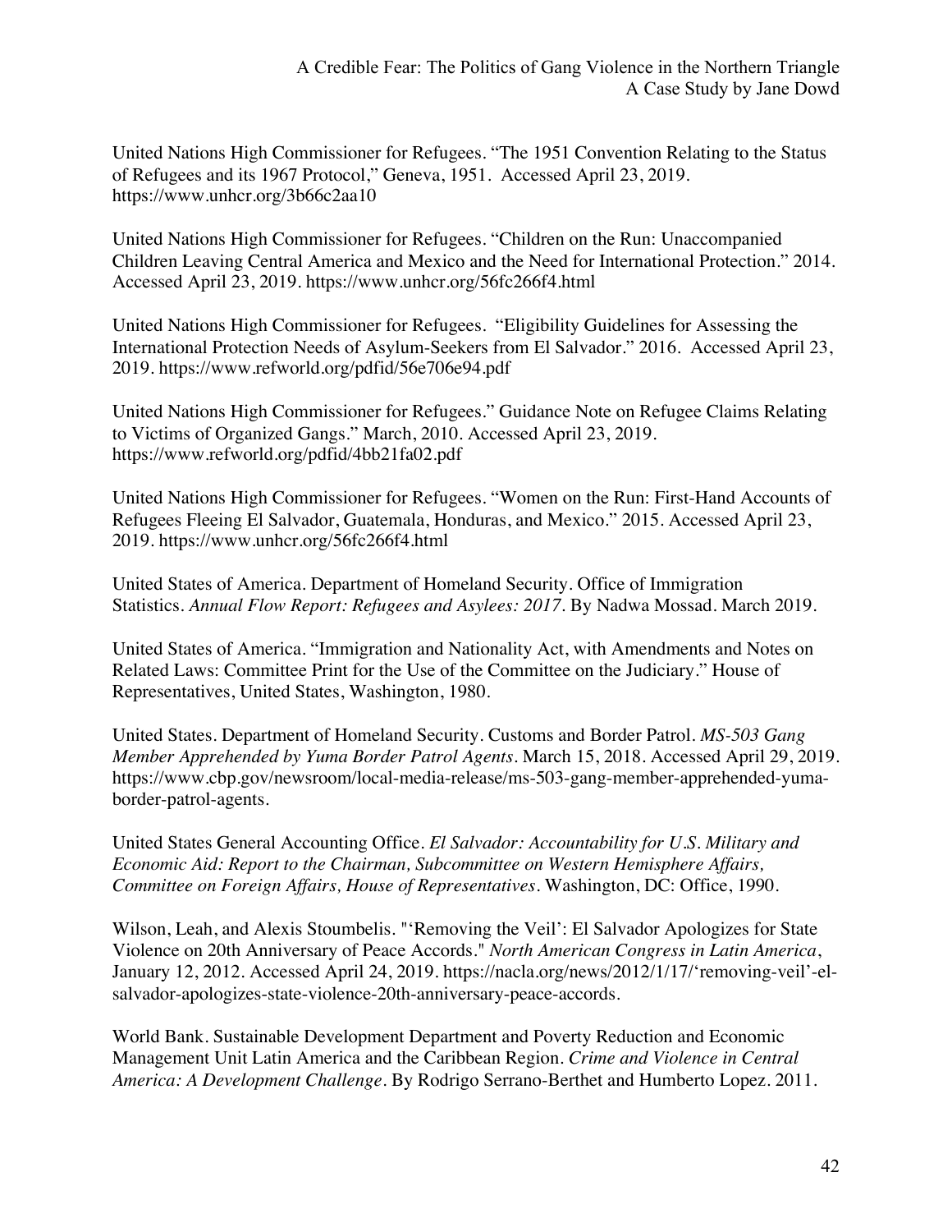United Nations High Commissioner for Refugees. "The 1951 Convention Relating to the Status of Refugees and its 1967 Protocol," Geneva, 1951. Accessed April 23, 2019. https://www.unhcr.org/3b66c2aa10

United Nations High Commissioner for Refugees. "Children on the Run: Unaccompanied Children Leaving Central America and Mexico and the Need for International Protection." 2014. Accessed April 23, 2019. https://www.unhcr.org/56fc266f4.html

United Nations High Commissioner for Refugees. "Eligibility Guidelines for Assessing the International Protection Needs of Asylum-Seekers from El Salvador." 2016. Accessed April 23, 2019. https://www.refworld.org/pdfid/56e706e94.pdf

United Nations High Commissioner for Refugees." Guidance Note on Refugee Claims Relating to Victims of Organized Gangs." March, 2010. Accessed April 23, 2019. https://www.refworld.org/pdfid/4bb21fa02.pdf

United Nations High Commissioner for Refugees. "Women on the Run: First-Hand Accounts of Refugees Fleeing El Salvador, Guatemala, Honduras, and Mexico." 2015. Accessed April 23, 2019. https://www.unhcr.org/56fc266f4.html

United States of America. Department of Homeland Security. Office of Immigration Statistics. *Annual Flow Report: Refugees and Asylees: 2017*. By Nadwa Mossad. March 2019.

United States of America. "Immigration and Nationality Act, with Amendments and Notes on Related Laws: Committee Print for the Use of the Committee on the Judiciary." House of Representatives, United States, Washington, 1980.

United States. Department of Homeland Security. Customs and Border Patrol. *MS-503 Gang Member Apprehended by Yuma Border Patrol Agents*. March 15, 2018. Accessed April 29, 2019. https://www.cbp.gov/newsroom/local-media-release/ms-503-gang-member-apprehended-yuma-border-patrol-agents.

United States General Accounting Office. *El Salvador: Accountability for U.S. Military and Economic Aid: Report to the Chairman, Subcommittee on Western Hemisphere Affairs, Committee on Foreign Affairs, House of Representatives*. Washington, DC: Office, 1990.

Wilson, Leah, and Alexis Stoumbelis. "'Removing the Veil': El Salvador Apologizes for State Violence on 20th Anniversary of Peace Accords." *North American Congress in Latin America*, January 12, 2012. Accessed April 24, 2019. https://nacla.org/news/2012/1/17/'removing-veil'-el-salvador-apologizes-state-violence-20th-anniversary-peace-accords.

World Bank. Sustainable Development Department and Poverty Reduction and Economic Management Unit Latin America and the Caribbean Region. *Crime and Violence in Central America: A Development Challenge*. By Rodrigo Serrano-Berthet and Humberto Lopez. 2011.